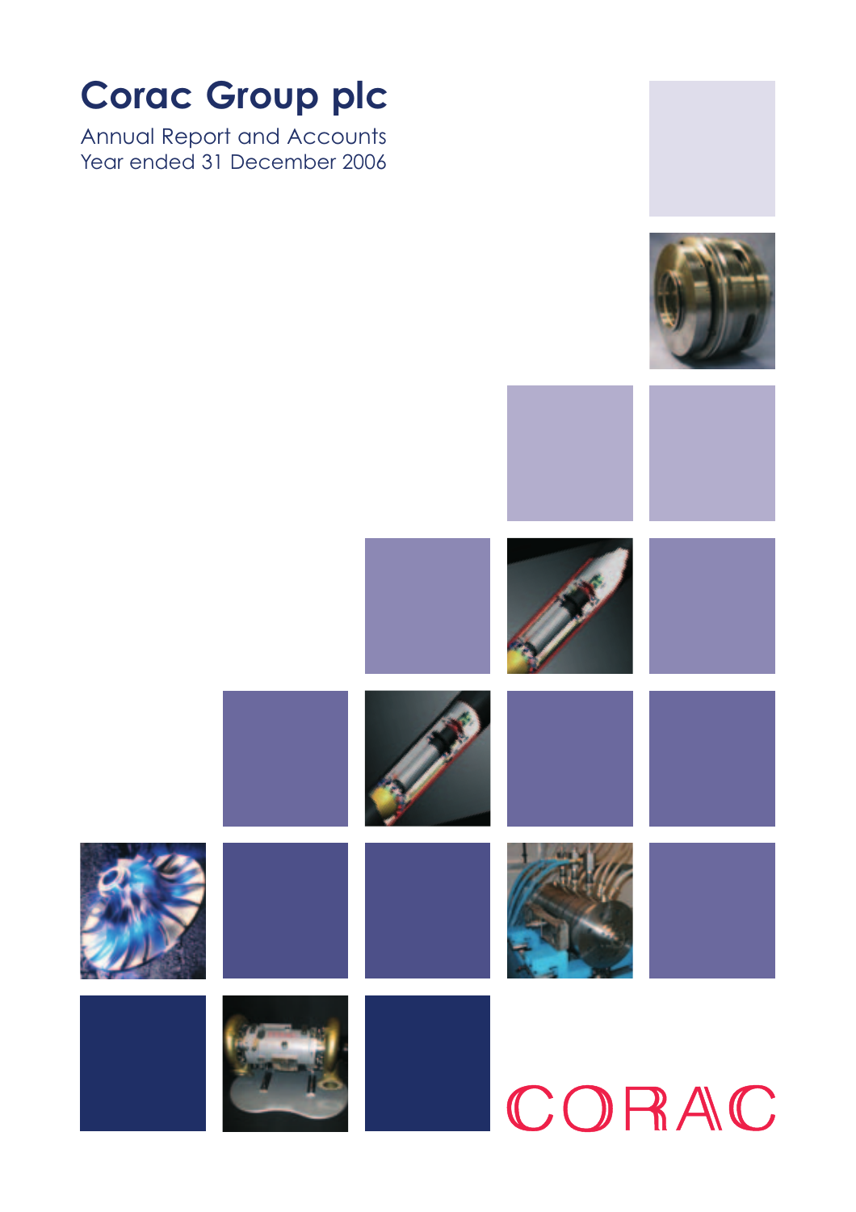# Corac Group plc

Annual Report and Accounts
Year ended 31 December 2006

CORAC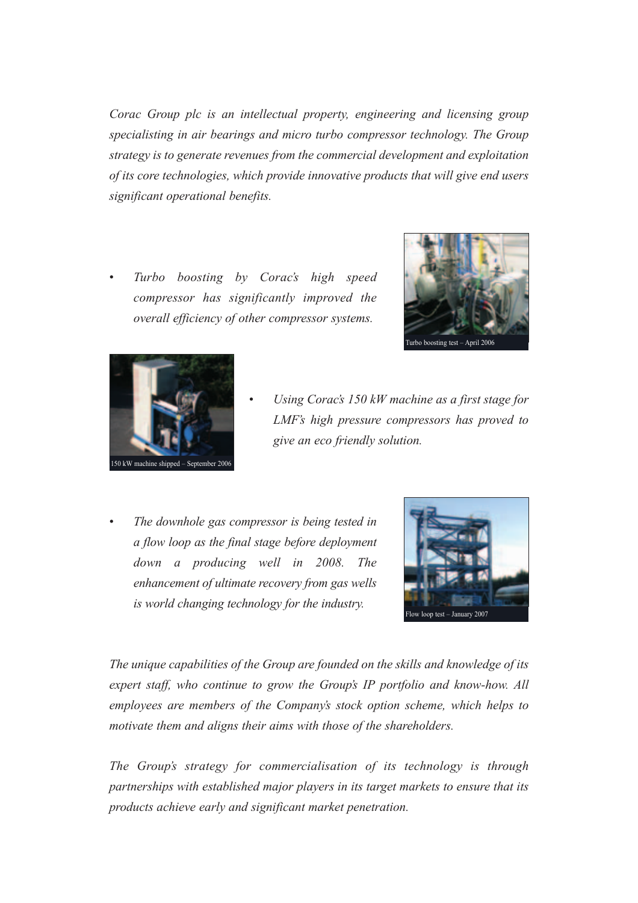*Corac Group plc is an intellectual property, engineering and licensing group specialisting in air bearings and micro turbo compressor technology. The Group strategy is to generate revenues from the commercial development and exploitation of its core technologies, which provide innovative products that will give end users significant operational benefits.*

- *Turbo boosting by Corac's high speed compressor has significantly improved the overall efficiency of other compressor systems.*

Turbo boosting test – April 2006

150 kW machine shipped – September 2006

- *Using Corac's 150 kW machine as a first stage for LMF's high pressure compressors has proved to give an eco friendly solution.*

- *The downhole gas compressor is being tested in a flow loop as the final stage before deployment down a producing well in 2008. The enhancement of ultimate recovery from gas wells is world changing technology for the industry.*

Flow loop test – January 2007

*The unique capabilities of the Group are founded on the skills and knowledge of its expert staff, who continue to grow the Group's IP portfolio and know-how. All employees are members of the Company's stock option scheme, which helps to motivate them and aligns their aims with those of the shareholders.*

*The Group's strategy for commercialisation of its technology is through partnerships with established major players in its target markets to ensure that its products achieve early and significant market penetration.*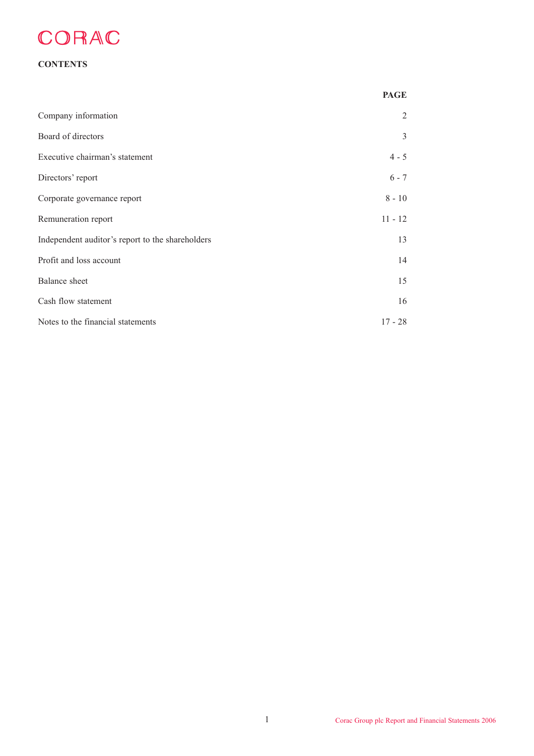CORAC

## CONTENTS

| | PAGE |
|---|---|
| Company information | 2 |
| Board of directors | 3 |
| Executive chairman's statement | 4 - 5 |
| Directors' report | 6 - 7 |
| Corporate governance report | 8 - 10 |
| Remuneration report | 11 - 12 |
| Independent auditor's report to the shareholders | 13 |
| Profit and loss account | 14 |
| Balance sheet | 15 |
| Cash flow statement | 16 |
| Notes to the financial statements | 17 - 28 |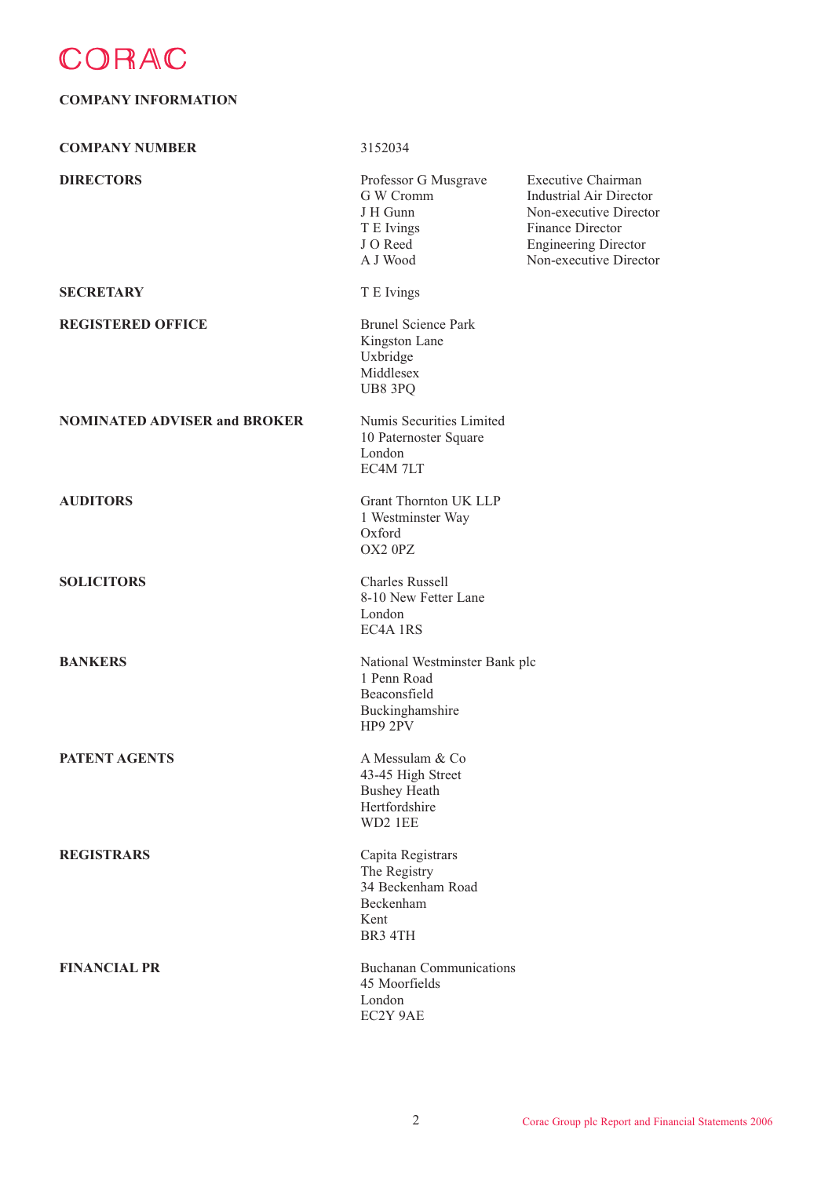# CORAC

## COMPANY INFORMATION

**COMPANY NUMBER** 3152034

**DIRECTORS**

| | |
|---|---|
| Professor G Musgrave | Executive Chairman |
| G W Cromm | Industrial Air Director |
| J H Gunn | Non-executive Director |
| T E Ivings | Finance Director |
| J O Reed | Engineering Director |
| A J Wood | Non-executive Director |

**SECRETARY**

T E Ivings

**REGISTERED OFFICE**

Brunel Science Park
Kingston Lane
Uxbridge
Middlesex
UB8 3PQ

**NOMINATED ADVISER and BROKER**

Numis Securities Limited
10 Paternoster Square
London
EC4M 7LT

**AUDITORS**

Grant Thornton UK LLP
1 Westminster Way
Oxford
OX2 0PZ

**SOLICITORS**

Charles Russell
8-10 New Fetter Lane
London
EC4A 1RS

**BANKERS**

National Westminster Bank plc
1 Penn Road
Beaconsfield
Buckinghamshire
HP9 2PV

**PATENT AGENTS**

A Messulam & Co
43-45 High Street
Bushey Heath
Hertfordshire
WD2 1EE

**REGISTRARS**

Capita Registrars
The Registry
34 Beckenham Road
Beckenham
Kent
BR3 4TH

**FINANCIAL PR**

Buchanan Communications
45 Moorfields
London
EC2Y 9AE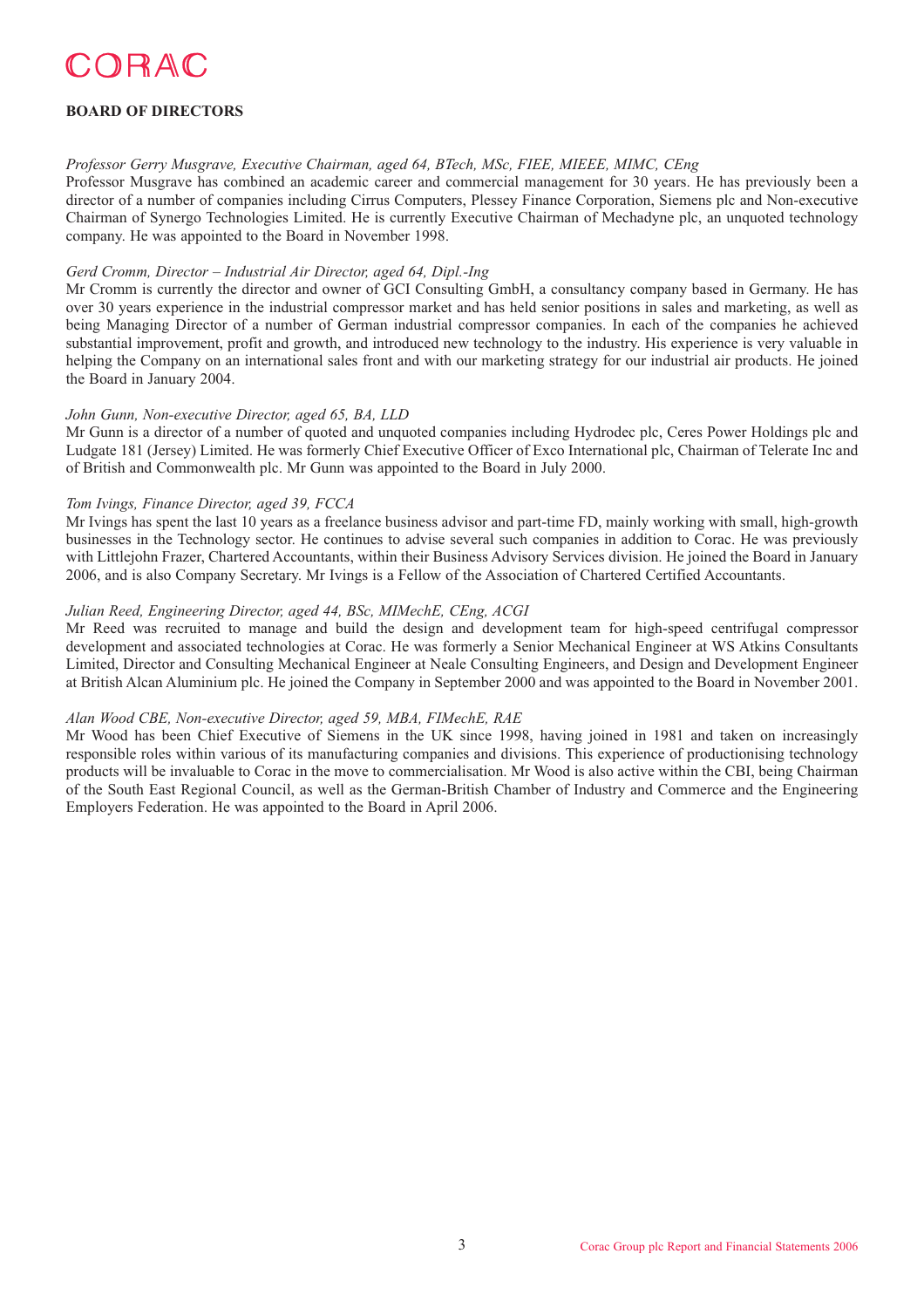# CORAC

## BOARD OF DIRECTORS

*Professor Gerry Musgrave, Executive Chairman, aged 64, BTech, MSc, FIEE, MIEEE, MIMC, CEng*
Professor Musgrave has combined an academic career and commercial management for 30 years. He has previously been a director of a number of companies including Cirrus Computers, Plessey Finance Corporation, Siemens plc and Non-executive Chairman of Synergo Technologies Limited. He is currently Executive Chairman of Mechadyne plc, an unquoted technology company. He was appointed to the Board in November 1998.

*Gerd Cromm, Director – Industrial Air Director, aged 64, Dipl.-Ing*
Mr Cromm is currently the director and owner of GCI Consulting GmbH, a consultancy company based in Germany. He has over 30 years experience in the industrial compressor market and has held senior positions in sales and marketing, as well as being Managing Director of a number of German industrial compressor companies. In each of the companies he achieved substantial improvement, profit and growth, and introduced new technology to the industry. His experience is very valuable in helping the Company on an international sales front and with our marketing strategy for our industrial air products. He joined the Board in January 2004.

*John Gunn, Non-executive Director, aged 65, BA, LLD*
Mr Gunn is a director of a number of quoted and unquoted companies including Hydrodec plc, Ceres Power Holdings plc and Ludgate 181 (Jersey) Limited. He was formerly Chief Executive Officer of Exco International plc, Chairman of Telerate Inc and of British and Commonwealth plc. Mr Gunn was appointed to the Board in July 2000.

*Tom Ivings, Finance Director, aged 39, FCCA*
Mr Ivings has spent the last 10 years as a freelance business advisor and part-time FD, mainly working with small, high-growth businesses in the Technology sector. He continues to advise several such companies in addition to Corac. He was previously with Littlejohn Frazer, Chartered Accountants, within their Business Advisory Services division. He joined the Board in January 2006, and is also Company Secretary. Mr Ivings is a Fellow of the Association of Chartered Certified Accountants.

*Julian Reed, Engineering Director, aged 44, BSc, MIMechE, CEng, ACGI*
Mr Reed was recruited to manage and build the design and development team for high-speed centrifugal compressor development and associated technologies at Corac. He was formerly a Senior Mechanical Engineer at WS Atkins Consultants Limited, Director and Consulting Mechanical Engineer at Neale Consulting Engineers, and Design and Development Engineer at British Alcan Aluminium plc. He joined the Company in September 2000 and was appointed to the Board in November 2001.

*Alan Wood CBE, Non-executive Director, aged 59, MBA, FIMechE, RAE*
Mr Wood has been Chief Executive of Siemens in the UK since 1998, having joined in 1981 and taken on increasingly responsible roles within various of its manufacturing companies and divisions. This experience of productionising technology products will be invaluable to Corac in the move to commercialisation. Mr Wood is also active within the CBI, being Chairman of the South East Regional Council, as well as the German-British Chamber of Industry and Commerce and the Engineering Employers Federation. He was appointed to the Board in April 2006.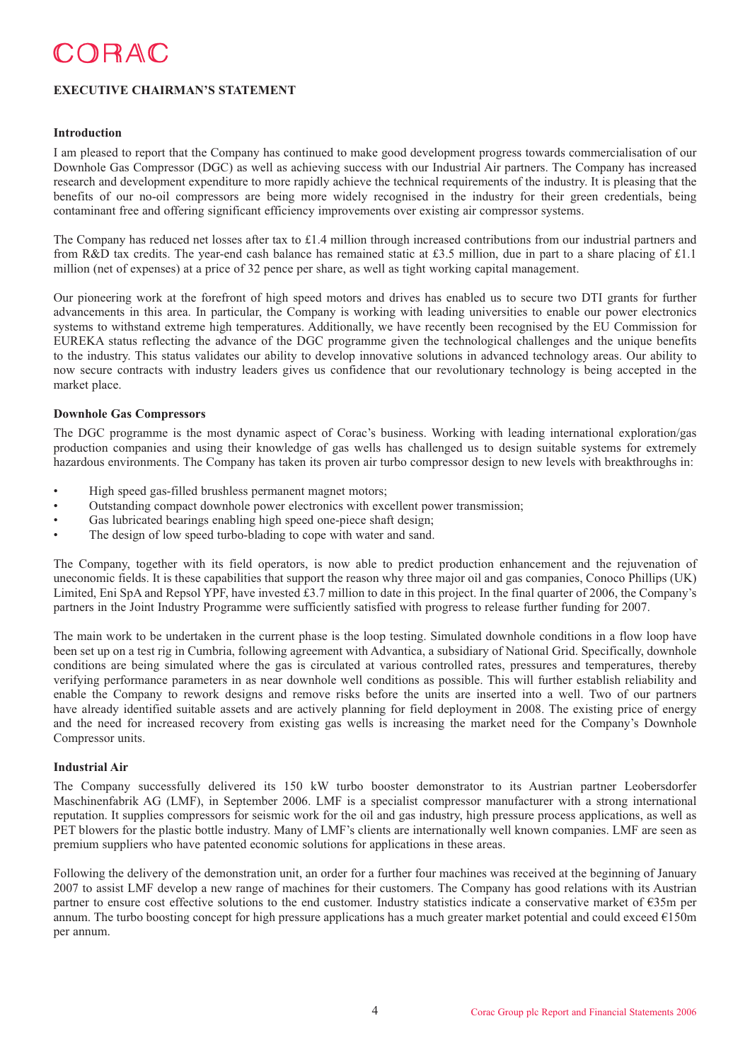# CORAC

## EXECUTIVE CHAIRMAN'S STATEMENT

### Introduction

I am pleased to report that the Company has continued to make good development progress towards commercialisation of our Downhole Gas Compressor (DGC) as well as achieving success with our Industrial Air partners. The Company has increased research and development expenditure to more rapidly achieve the technical requirements of the industry. It is pleasing that the benefits of our no-oil compressors are being more widely recognised in the industry for their green credentials, being contaminant free and offering significant efficiency improvements over existing air compressor systems.

The Company has reduced net losses after tax to £1.4 million through increased contributions from our industrial partners and from R&D tax credits. The year-end cash balance has remained static at £3.5 million, due in part to a share placing of £1.1 million (net of expenses) at a price of 32 pence per share, as well as tight working capital management.

Our pioneering work at the forefront of high speed motors and drives has enabled us to secure two DTI grants for further advancements in this area. In particular, the Company is working with leading universities to enable our power electronics systems to withstand extreme high temperatures. Additionally, we have recently been recognised by the EU Commission for EUREKA status reflecting the advance of the DGC programme given the technological challenges and the unique benefits to the industry. This status validates our ability to develop innovative solutions in advanced technology areas. Our ability to now secure contracts with industry leaders gives us confidence that our revolutionary technology is being accepted in the market place.

### Downhole Gas Compressors

The DGC programme is the most dynamic aspect of Corac's business. Working with leading international exploration/gas production companies and using their knowledge of gas wells has challenged us to design suitable systems for extremely hazardous environments. The Company has taken its proven air turbo compressor design to new levels with breakthroughs in:

- High speed gas-filled brushless permanent magnet motors;
- Outstanding compact downhole power electronics with excellent power transmission;
- Gas lubricated bearings enabling high speed one-piece shaft design;
- The design of low speed turbo-blading to cope with water and sand.

The Company, together with its field operators, is now able to predict production enhancement and the rejuvenation of uneconomic fields. It is these capabilities that support the reason why three major oil and gas companies, Conoco Phillips (UK) Limited, Eni SpA and Repsol YPF, have invested £3.7 million to date in this project. In the final quarter of 2006, the Company's partners in the Joint Industry Programme were sufficiently satisfied with progress to release further funding for 2007.

The main work to be undertaken in the current phase is the loop testing. Simulated downhole conditions in a flow loop have been set up on a test rig in Cumbria, following agreement with Advantica, a subsidiary of National Grid. Specifically, downhole conditions are being simulated where the gas is circulated at various controlled rates, pressures and temperatures, thereby verifying performance parameters in as near downhole well conditions as possible. This will further establish reliability and enable the Company to rework designs and remove risks before the units are inserted into a well. Two of our partners have already identified suitable assets and are actively planning for field deployment in 2008. The existing price of energy and the need for increased recovery from existing gas wells is increasing the market need for the Company's Downhole Compressor units.

### Industrial Air

The Company successfully delivered its 150 kW turbo booster demonstrator to its Austrian partner Leobersdorfer Maschinenfabrik AG (LMF), in September 2006. LMF is a specialist compressor manufacturer with a strong international reputation. It supplies compressors for seismic work for the oil and gas industry, high pressure process applications, as well as PET blowers for the plastic bottle industry. Many of LMF's clients are internationally well known companies. LMF are seen as premium suppliers who have patented economic solutions for applications in these areas.

Following the delivery of the demonstration unit, an order for a further four machines was received at the beginning of January 2007 to assist LMF develop a new range of machines for their customers. The Company has good relations with its Austrian partner to ensure cost effective solutions to the end customer. Industry statistics indicate a conservative market of €35m per annum. The turbo boosting concept for high pressure applications has a much greater market potential and could exceed €150m per annum.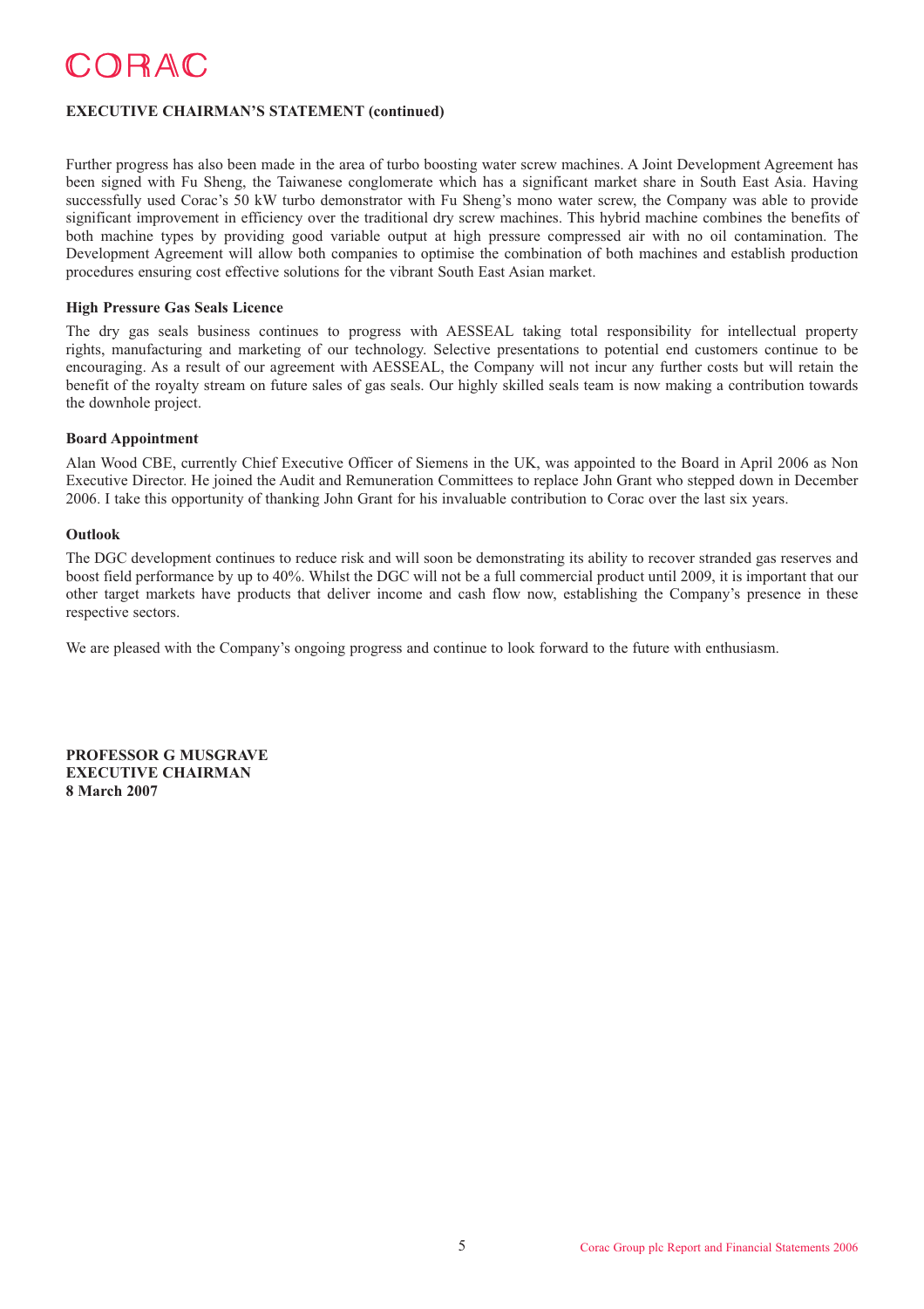**EXECUTIVE CHAIRMAN'S STATEMENT (continued)**

Further progress has also been made in the area of turbo boosting water screw machines. A Joint Development Agreement has been signed with Fu Sheng, the Taiwanese conglomerate which has a significant market share in South East Asia. Having successfully used Corac's 50 kW turbo demonstrator with Fu Sheng's mono water screw, the Company was able to provide significant improvement in efficiency over the traditional dry screw machines. This hybrid machine combines the benefits of both machine types by providing good variable output at high pressure compressed air with no oil contamination. The Development Agreement will allow both companies to optimise the combination of both machines and establish production procedures ensuring cost effective solutions for the vibrant South East Asian market.

**High Pressure Gas Seals Licence**

The dry gas seals business continues to progress with AESSEAL taking total responsibility for intellectual property rights, manufacturing and marketing of our technology. Selective presentations to potential end customers continue to be encouraging. As a result of our agreement with AESSEAL, the Company will not incur any further costs but will retain the benefit of the royalty stream on future sales of gas seals. Our highly skilled seals team is now making a contribution towards the downhole project.

**Board Appointment**

Alan Wood CBE, currently Chief Executive Officer of Siemens in the UK, was appointed to the Board in April 2006 as Non Executive Director. He joined the Audit and Remuneration Committees to replace John Grant who stepped down in December 2006. I take this opportunity of thanking John Grant for his invaluable contribution to Corac over the last six years.

**Outlook**

The DGC development continues to reduce risk and will soon be demonstrating its ability to recover stranded gas reserves and boost field performance by up to 40%. Whilst the DGC will not be a full commercial product until 2009, it is important that our other target markets have products that deliver income and cash flow now, establishing the Company's presence in these respective sectors.

We are pleased with the Company's ongoing progress and continue to look forward to the future with enthusiasm.

**PROFESSOR G MUSGRAVE**
**EXECUTIVE CHAIRMAN**
**8 March 2007**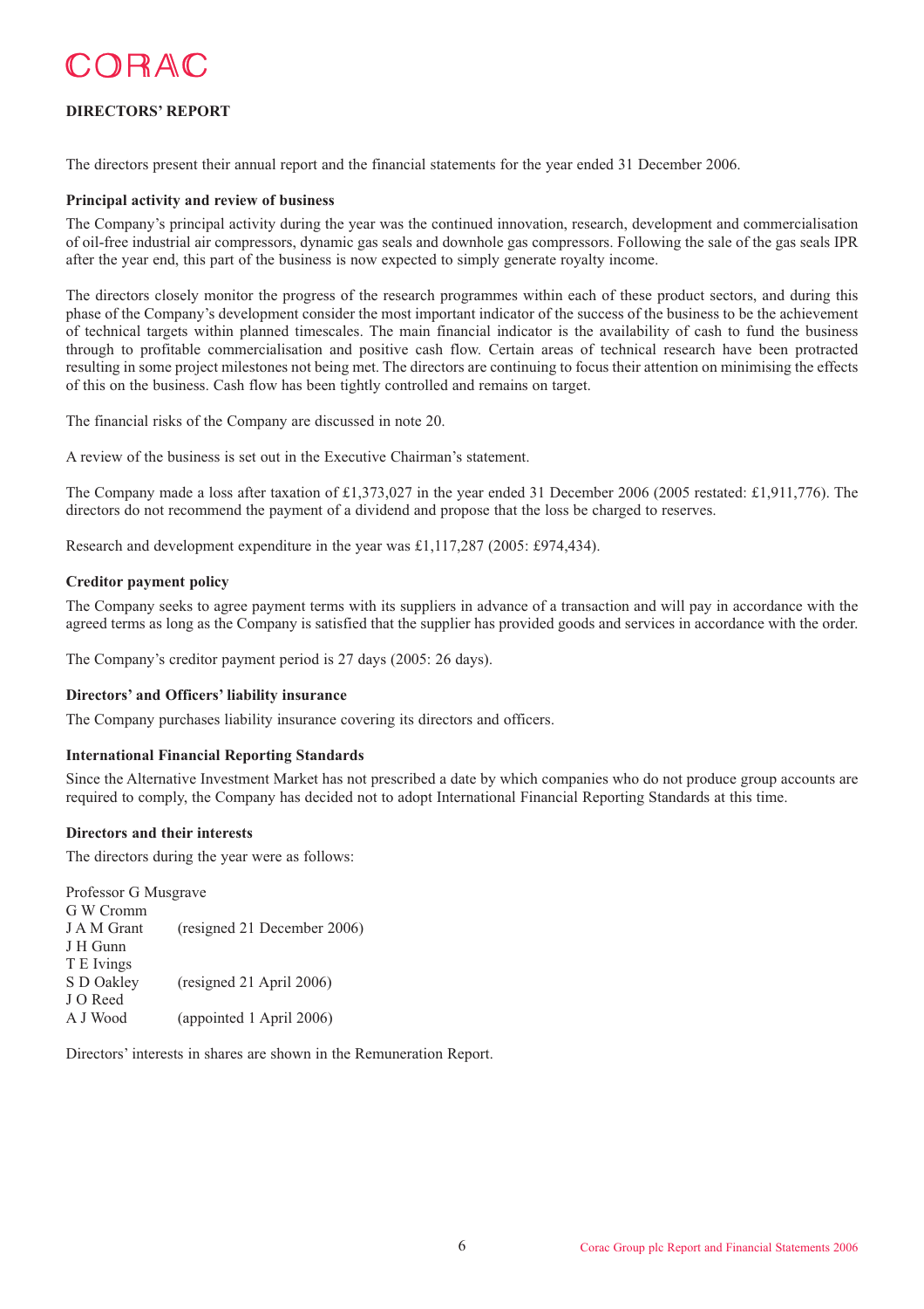## DIRECTORS' REPORT

The directors present their annual report and the financial statements for the year ended 31 December 2006.

### Principal activity and review of business

The Company's principal activity during the year was the continued innovation, research, development and commercialisation of oil-free industrial air compressors, dynamic gas seals and downhole gas compressors. Following the sale of the gas seals IPR after the year end, this part of the business is now expected to simply generate royalty income.

The directors closely monitor the progress of the research programmes within each of these product sectors, and during this phase of the Company's development consider the most important indicator of the success of the business to be the achievement of technical targets within planned timescales. The main financial indicator is the availability of cash to fund the business through to profitable commercialisation and positive cash flow. Certain areas of technical research have been protracted resulting in some project milestones not being met. The directors are continuing to focus their attention on minimising the effects of this on the business. Cash flow has been tightly controlled and remains on target.

The financial risks of the Company are discussed in note 20.

A review of the business is set out in the Executive Chairman's statement.

The Company made a loss after taxation of £1,373,027 in the year ended 31 December 2006 (2005 restated: £1,911,776). The directors do not recommend the payment of a dividend and propose that the loss be charged to reserves.

Research and development expenditure in the year was £1,117,287 (2005: £974,434).

### Creditor payment policy

The Company seeks to agree payment terms with its suppliers in advance of a transaction and will pay in accordance with the agreed terms as long as the Company is satisfied that the supplier has provided goods and services in accordance with the order.

The Company's creditor payment period is 27 days (2005: 26 days).

### Directors' and Officers' liability insurance

The Company purchases liability insurance covering its directors and officers.

### International Financial Reporting Standards

Since the Alternative Investment Market has not prescribed a date by which companies who do not produce group accounts are required to comply, the Company has decided not to adopt International Financial Reporting Standards at this time.

### Directors and their interests

The directors during the year were as follows:

Professor G Musgrave
G W Cromm
J A M Grant (resigned 21 December 2006)
J H Gunn
T E Ivings
S D Oakley (resigned 21 April 2006)
J O Reed
A J Wood (appointed 1 April 2006)

Directors' interests in shares are shown in the Remuneration Report.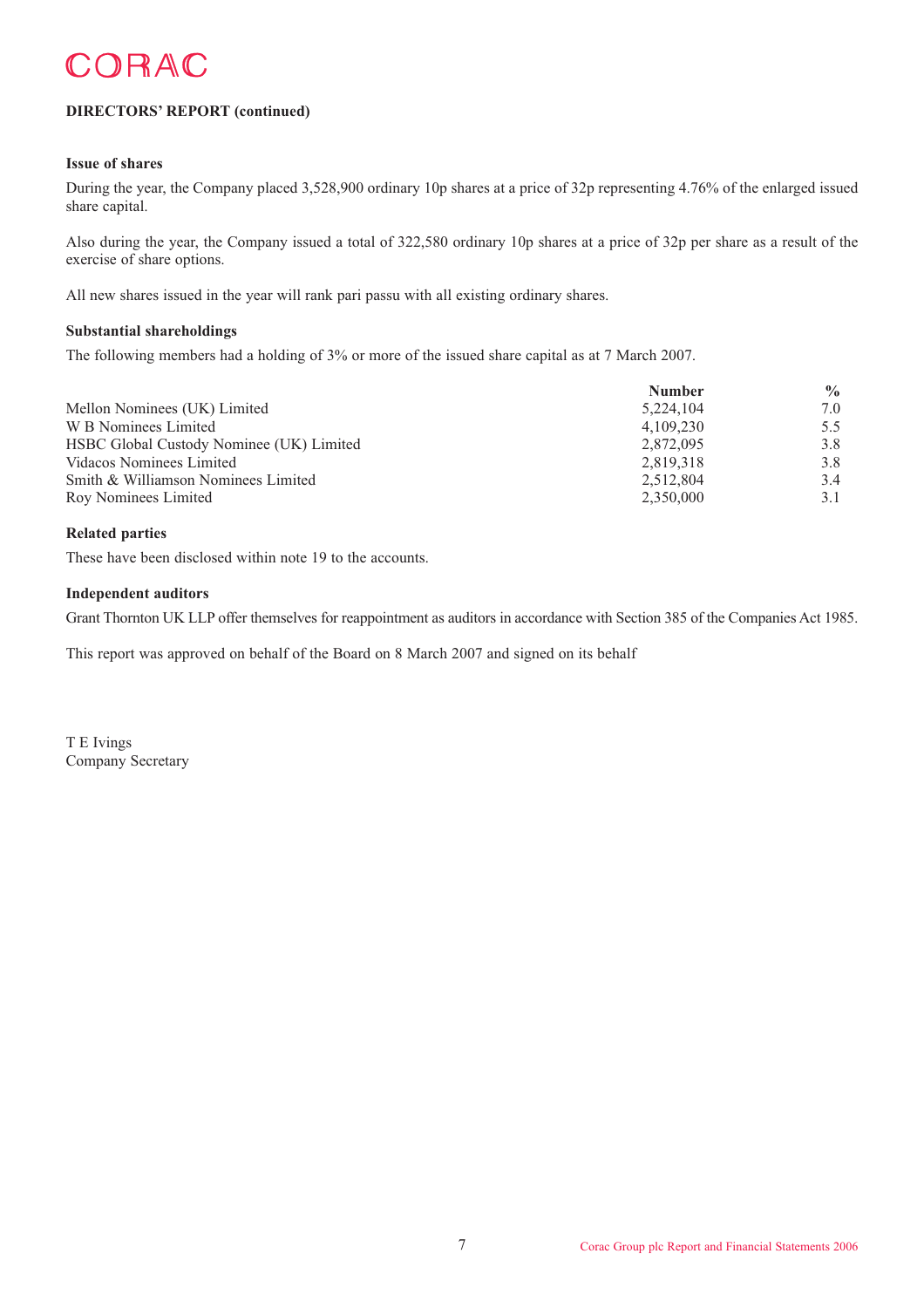CORAC

**DIRECTORS' REPORT (continued)**

**Issue of shares**

During the year, the Company placed 3,528,900 ordinary 10p shares at a price of 32p representing 4.76% of the enlarged issued share capital.

Also during the year, the Company issued a total of 322,580 ordinary 10p shares at a price of 32p per share as a result of the exercise of share options.

All new shares issued in the year will rank pari passu with all existing ordinary shares.

**Substantial shareholdings**

The following members had a holding of 3% or more of the issued share capital as at 7 March 2007.

| | Number | % |
|---|---|---|
| Mellon Nominees (UK) Limited | 5,224,104 | 7.0 |
| W B Nominees Limited | 4,109,230 | 5.5 |
| HSBC Global Custody Nominee (UK) Limited | 2,872,095 | 3.8 |
| Vidacos Nominees Limited | 2,819,318 | 3.8 |
| Smith & Williamson Nominees Limited | 2,512,804 | 3.4 |
| Roy Nominees Limited | 2,350,000 | 3.1 |

**Related parties**

These have been disclosed within note 19 to the accounts.

**Independent auditors**

Grant Thornton UK LLP offer themselves for reappointment as auditors in accordance with Section 385 of the Companies Act 1985.

This report was approved on behalf of the Board on 8 March 2007 and signed on its behalf

T E Ivings
Company Secretary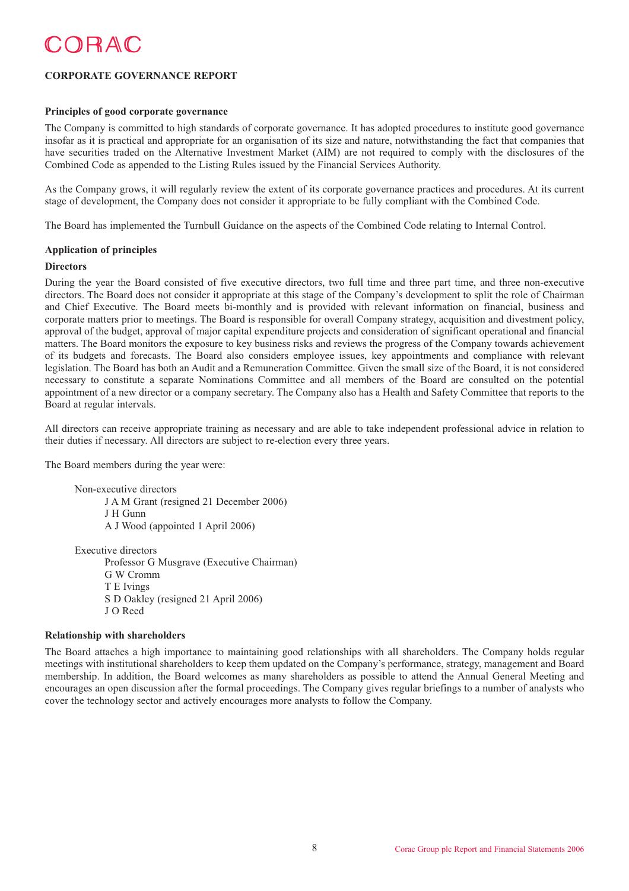# CORPORATE GOVERNANCE REPORT

### Principles of good corporate governance

The Company is committed to high standards of corporate governance. It has adopted procedures to institute good governance insofar as it is practical and appropriate for an organisation of its size and nature, notwithstanding the fact that companies that have securities traded on the Alternative Investment Market (AIM) are not required to comply with the disclosures of the Combined Code as appended to the Listing Rules issued by the Financial Services Authority.

As the Company grows, it will regularly review the extent of its corporate governance practices and procedures. At its current stage of development, the Company does not consider it appropriate to be fully compliant with the Combined Code.

The Board has implemented the Turnbull Guidance on the aspects of the Combined Code relating to Internal Control.

### Application of principles

#### Directors

During the year the Board consisted of five executive directors, two full time and three part time, and three non-executive directors. The Board does not consider it appropriate at this stage of the Company's development to split the role of Chairman and Chief Executive. The Board meets bi-monthly and is provided with relevant information on financial, business and corporate matters prior to meetings. The Board is responsible for overall Company strategy, acquisition and divestment policy, approval of the budget, approval of major capital expenditure projects and consideration of significant operational and financial matters. The Board monitors the exposure to key business risks and reviews the progress of the Company towards achievement of its budgets and forecasts. The Board also considers employee issues, key appointments and compliance with relevant legislation. The Board has both an Audit and a Remuneration Committee. Given the small size of the Board, it is not considered necessary to constitute a separate Nominations Committee and all members of the Board are consulted on the potential appointment of a new director or a company secretary. The Company also has a Health and Safety Committee that reports to the Board at regular intervals.

All directors can receive appropriate training as necessary and are able to take independent professional advice in relation to their duties if necessary. All directors are subject to re-election every three years.

The Board members during the year were:

- Non-executive directors
  - J A M Grant (resigned 21 December 2006)
  - J H Gunn
  - A J Wood (appointed 1 April 2006)
- Executive directors
  - Professor G Musgrave (Executive Chairman)
  - G W Cromm
  - T E Ivings
  - S D Oakley (resigned 21 April 2006)
  - J O Reed

### Relationship with shareholders

The Board attaches a high importance to maintaining good relationships with all shareholders. The Company holds regular meetings with institutional shareholders to keep them updated on the Company's performance, strategy, management and Board membership. In addition, the Board welcomes as many shareholders as possible to attend the Annual General Meeting and encourages an open discussion after the formal proceedings. The Company gives regular briefings to a number of analysts who cover the technology sector and actively encourages more analysts to follow the Company.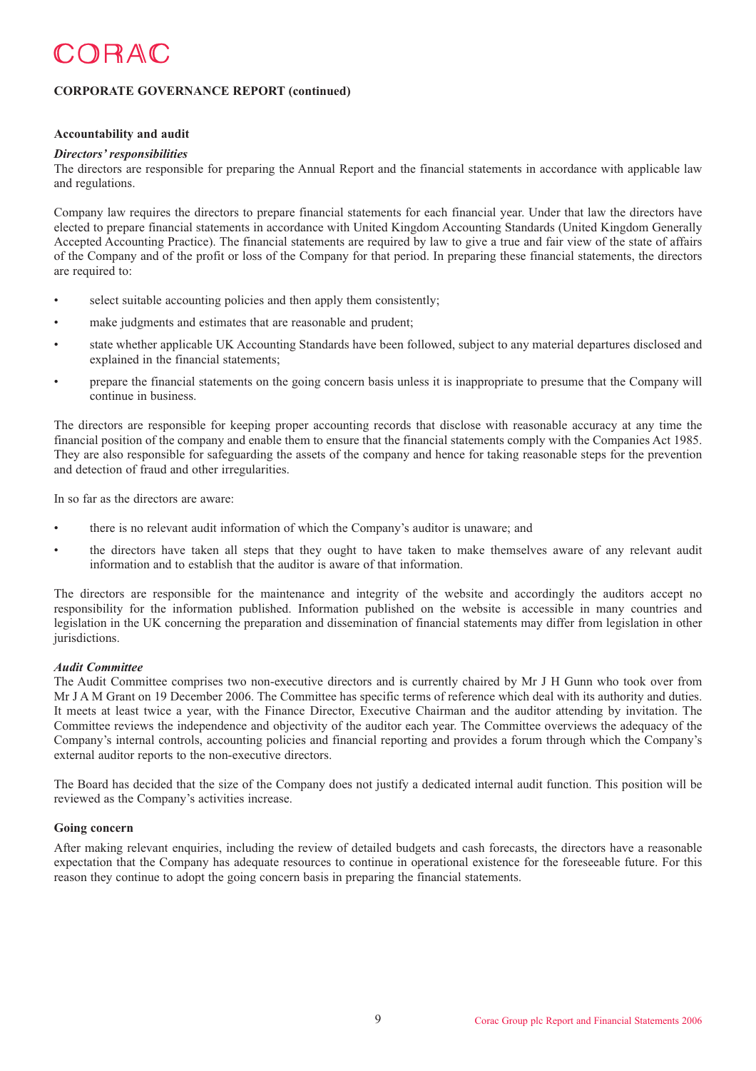## CORPORATE GOVERNANCE REPORT (continued)

### Accountability and audit

***Directors' responsibilities***

The directors are responsible for preparing the Annual Report and the financial statements in accordance with applicable law and regulations.

Company law requires the directors to prepare financial statements for each financial year. Under that law the directors have elected to prepare financial statements in accordance with United Kingdom Accounting Standards (United Kingdom Generally Accepted Accounting Practice). The financial statements are required by law to give a true and fair view of the state of affairs of the Company and of the profit or loss of the Company for that period. In preparing these financial statements, the directors are required to:

- select suitable accounting policies and then apply them consistently;
- make judgments and estimates that are reasonable and prudent;
- state whether applicable UK Accounting Standards have been followed, subject to any material departures disclosed and explained in the financial statements;
- prepare the financial statements on the going concern basis unless it is inappropriate to presume that the Company will continue in business.

The directors are responsible for keeping proper accounting records that disclose with reasonable accuracy at any time the financial position of the company and enable them to ensure that the financial statements comply with the Companies Act 1985. They are also responsible for safeguarding the assets of the company and hence for taking reasonable steps for the prevention and detection of fraud and other irregularities.

In so far as the directors are aware:

- there is no relevant audit information of which the Company's auditor is unaware; and
- the directors have taken all steps that they ought to have taken to make themselves aware of any relevant audit information and to establish that the auditor is aware of that information.

The directors are responsible for the maintenance and integrity of the website and accordingly the auditors accept no responsibility for the information published. Information published on the website is accessible in many countries and legislation in the UK concerning the preparation and dissemination of financial statements may differ from legislation in other jurisdictions.

***Audit Committee***

The Audit Committee comprises two non-executive directors and is currently chaired by Mr J H Gunn who took over from Mr J A M Grant on 19 December 2006. The Committee has specific terms of reference which deal with its authority and duties. It meets at least twice a year, with the Finance Director, Executive Chairman and the auditor attending by invitation. The Committee reviews the independence and objectivity of the auditor each year. The Committee overviews the adequacy of the Company's internal controls, accounting policies and financial reporting and provides a forum through which the Company's external auditor reports to the non-executive directors.

The Board has decided that the size of the Company does not justify a dedicated internal audit function. This position will be reviewed as the Company's activities increase.

### Going concern

After making relevant enquiries, including the review of detailed budgets and cash forecasts, the directors have a reasonable expectation that the Company has adequate resources to continue in operational existence for the foreseeable future. For this reason they continue to adopt the going concern basis in preparing the financial statements.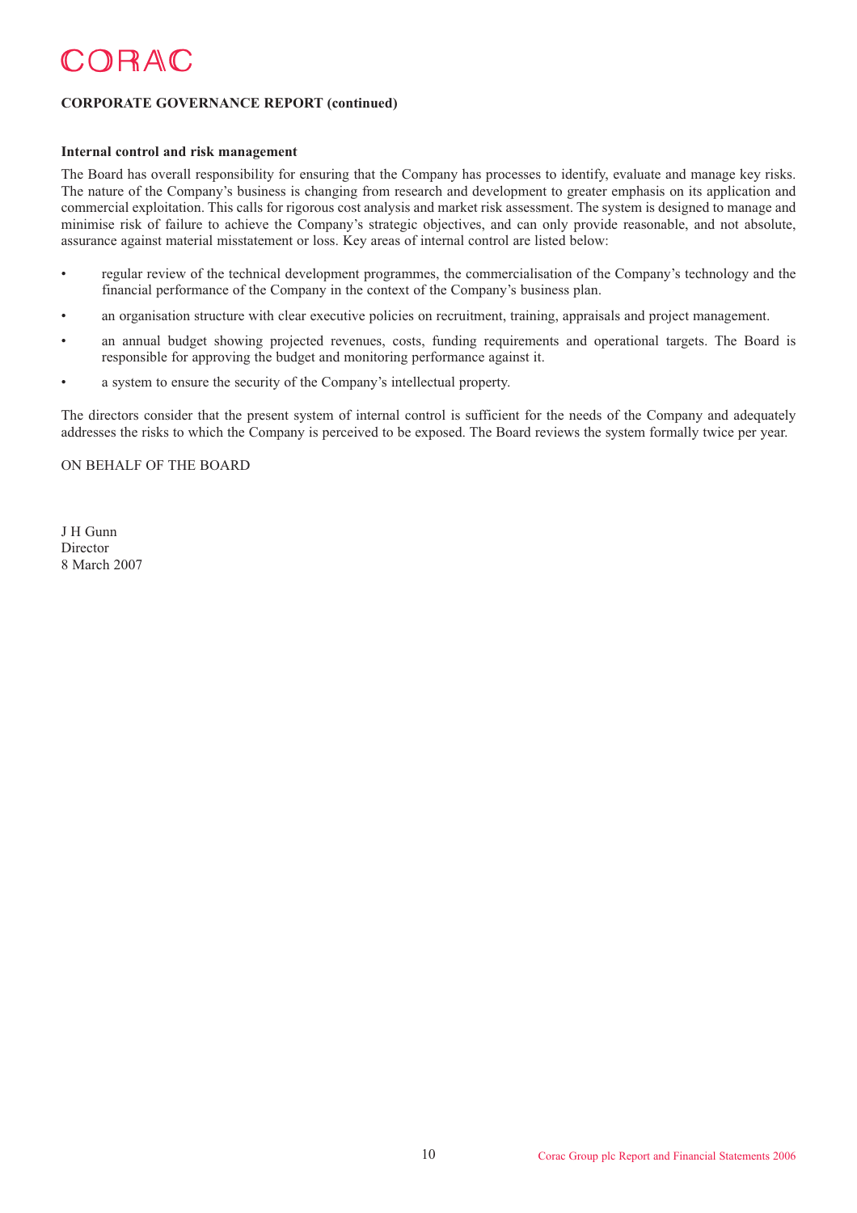## CORPORATE GOVERNANCE REPORT (continued)

### Internal control and risk management

The Board has overall responsibility for ensuring that the Company has processes to identify, evaluate and manage key risks. The nature of the Company's business is changing from research and development to greater emphasis on its application and commercial exploitation. This calls for rigorous cost analysis and market risk assessment. The system is designed to manage and minimise risk of failure to achieve the Company's strategic objectives, and can only provide reasonable, and not absolute, assurance against material misstatement or loss. Key areas of internal control are listed below:

- regular review of the technical development programmes, the commercialisation of the Company's technology and the financial performance of the Company in the context of the Company's business plan.
- an organisation structure with clear executive policies on recruitment, training, appraisals and project management.
- an annual budget showing projected revenues, costs, funding requirements and operational targets. The Board is responsible for approving the budget and monitoring performance against it.
- a system to ensure the security of the Company's intellectual property.

The directors consider that the present system of internal control is sufficient for the needs of the Company and adequately addresses the risks to which the Company is perceived to be exposed. The Board reviews the system formally twice per year.

ON BEHALF OF THE BOARD

J H Gunn
Director
8 March 2007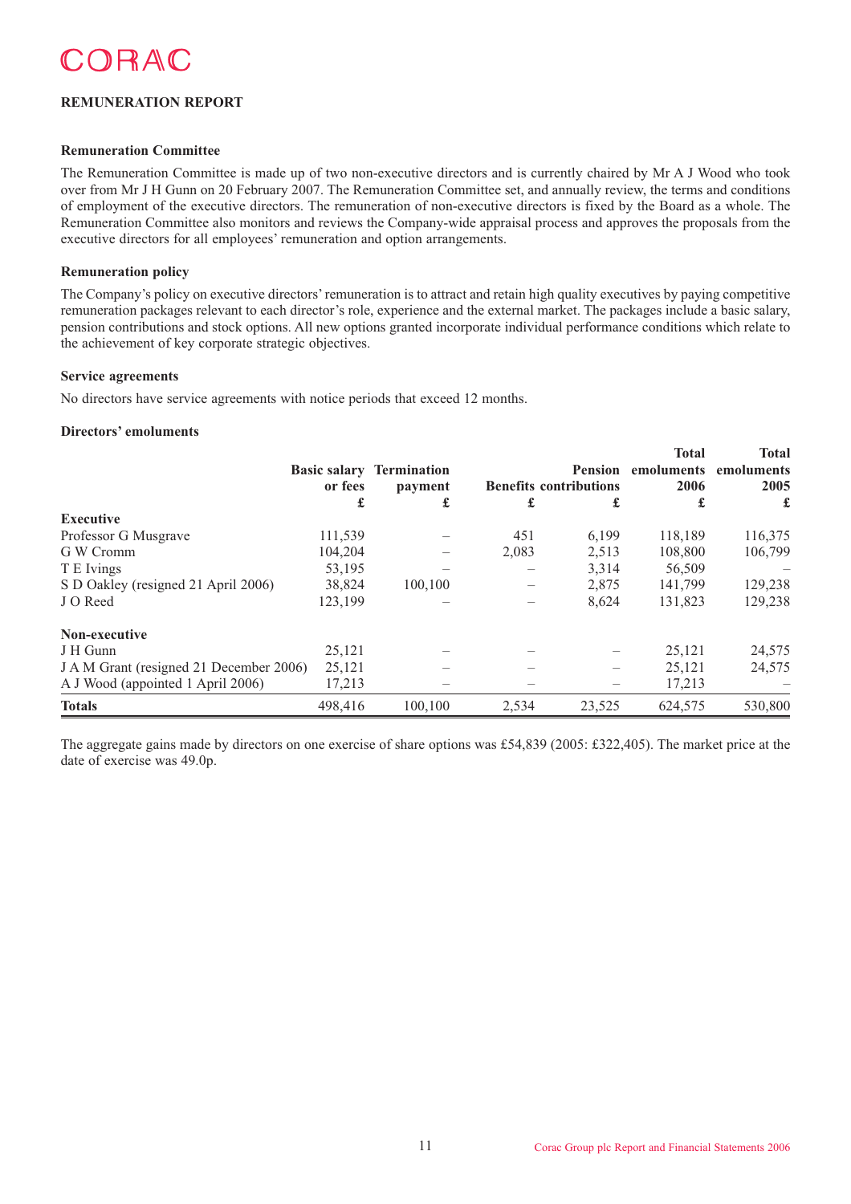CORAC

## REMUNERATION REPORT

### Remuneration Committee

The Remuneration Committee is made up of two non-executive directors and is currently chaired by Mr A J Wood who took over from Mr J H Gunn on 20 February 2007. The Remuneration Committee set, and annually review, the terms and conditions of employment of the executive directors. The remuneration of non-executive directors is fixed by the Board as a whole. The Remuneration Committee also monitors and reviews the Company-wide appraisal process and approves the proposals from the executive directors for all employees' remuneration and option arrangements.

### Remuneration policy

The Company's policy on executive directors' remuneration is to attract and retain high quality executives by paying competitive remuneration packages relevant to each director's role, experience and the external market. The packages include a basic salary, pension contributions and stock options. All new options granted incorporate individual performance conditions which relate to the achievement of key corporate strategic objectives.

### Service agreements

No directors have service agreements with notice periods that exceed 12 months.

### Directors' emoluments

| | Basic salary or fees | Termination payment | Benefits | Pension contributions | Total emoluments 2006 | Total emoluments 2005 |
|---|---|---|---|---|---|---|
| | £ | £ | £ | £ | £ | £ |
| **Executive** | | | | | | |
| Professor G Musgrave | 111,539 | – | 451 | 6,199 | 118,189 | 116,375 |
| G W Cromm | 104,204 | – | 2,083 | 2,513 | 108,800 | 106,799 |
| T E Ivings | 53,195 | – | – | 3,314 | 56,509 | – |
| S D Oakley (resigned 21 April 2006) | 38,824 | 100,100 | – | 2,875 | 141,799 | 129,238 |
| J O Reed | 123,199 | – | – | 8,624 | 131,823 | 129,238 |
| **Non-executive** | | | | | | |
| J H Gunn | 25,121 | – | – | – | 25,121 | 24,575 |
| J A M Grant (resigned 21 December 2006) | 25,121 | – | – | – | 25,121 | 24,575 |
| A J Wood (appointed 1 April 2006) | 17,213 | – | – | – | 17,213 | – |
| **Totals** | 498,416 | 100,100 | 2,534 | 23,525 | 624,575 | 530,800 |

The aggregate gains made by directors on one exercise of share options was £54,839 (2005: £322,405). The market price at the date of exercise was 49.0p.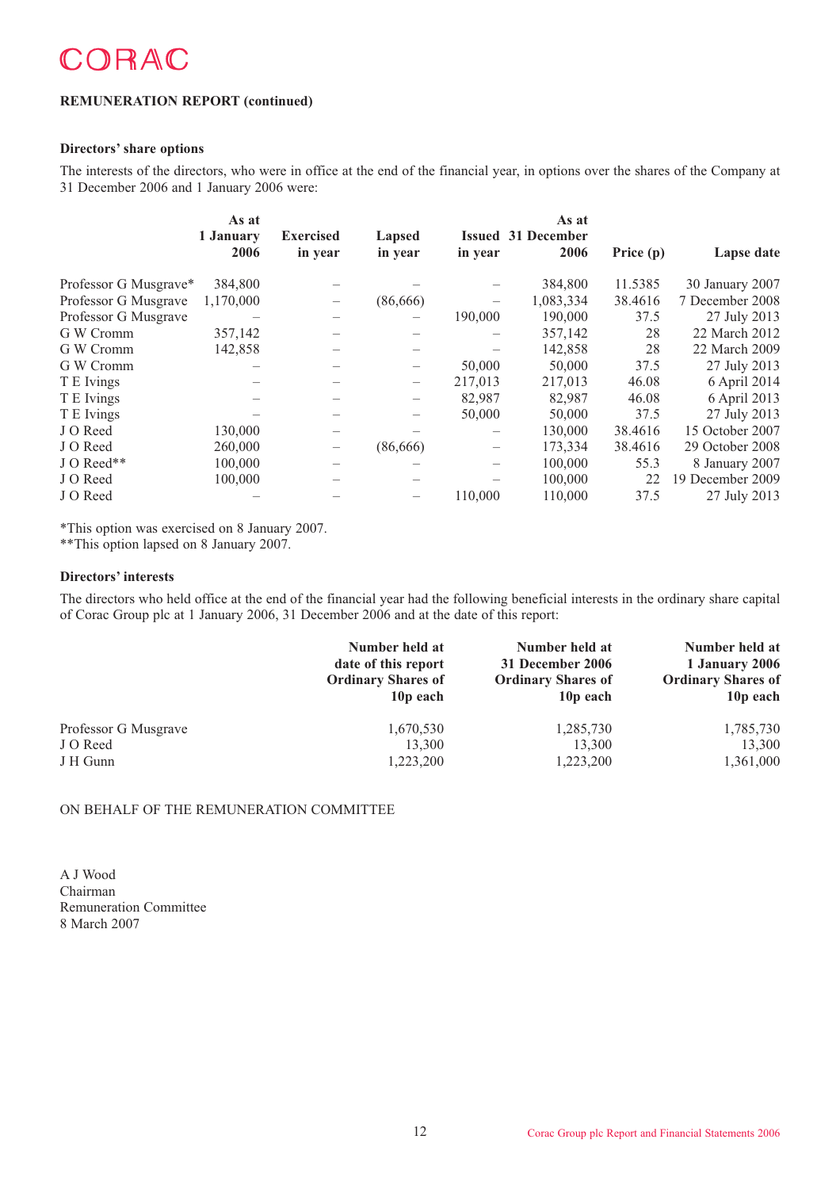**REMUNERATION REPORT (continued)**

**Directors' share options**

The interests of the directors, who were in office at the end of the financial year, in options over the shares of the Company at 31 December 2006 and 1 January 2006 were:

| | As at 1 January 2006 | Exercised in year | Lapsed in year | Issued in year | As at 31 December 2006 | Price (p) | Lapse date |
|---|---|---|---|---|---|---|---|
| Professor G Musgrave* | 384,800 | – | – | – | 384,800 | 11.5385 | 30 January 2007 |
| Professor G Musgrave | 1,170,000 | – | (86,666) | – | 1,083,334 | 38.4616 | 7 December 2008 |
| Professor G Musgrave | – | – | – | 190,000 | 190,000 | 37.5 | 27 July 2013 |
| G W Cromm | 357,142 | – | – | – | 357,142 | 28 | 22 March 2012 |
| G W Cromm | 142,858 | – | – | – | 142,858 | 28 | 22 March 2009 |
| G W Cromm | – | – | – | 50,000 | 50,000 | 37.5 | 27 July 2013 |
| T E Ivings | – | – | – | 217,013 | 217,013 | 46.08 | 6 April 2014 |
| T E Ivings | – | – | – | 82,987 | 82,987 | 46.08 | 6 April 2013 |
| T E Ivings | – | – | – | 50,000 | 50,000 | 37.5 | 27 July 2013 |
| J O Reed | 130,000 | – | – | – | 130,000 | 38.4616 | 15 October 2007 |
| J O Reed | 260,000 | – | (86,666) | – | 173,334 | 38.4616 | 29 October 2008 |
| J O Reed** | 100,000 | – | – | – | 100,000 | 55.3 | 8 January 2007 |
| J O Reed | 100,000 | – | – | – | 100,000 | 22 | 19 December 2009 |
| J O Reed | – | – | – | 110,000 | 110,000 | 37.5 | 27 July 2013 |

*This option was exercised on 8 January 2007.
**This option lapsed on 8 January 2007.

**Directors' interests**

The directors who held office at the end of the financial year had the following beneficial interests in the ordinary share capital of Corac Group plc at 1 January 2006, 31 December 2006 and at the date of this report:

| | Number held at date of this report Ordinary Shares of 10p each | Number held at 31 December 2006 Ordinary Shares of 10p each | Number held at 1 January 2006 Ordinary Shares of 10p each |
|---|---|---|---|
| Professor G Musgrave | 1,670,530 | 1,285,730 | 1,785,730 |
| J O Reed | 13,300 | 13,300 | 13,300 |
| J H Gunn | 1,223,200 | 1,223,200 | 1,361,000 |

ON BEHALF OF THE REMUNERATION COMMITTEE

A J Wood
Chairman
Remuneration Committee
8 March 2007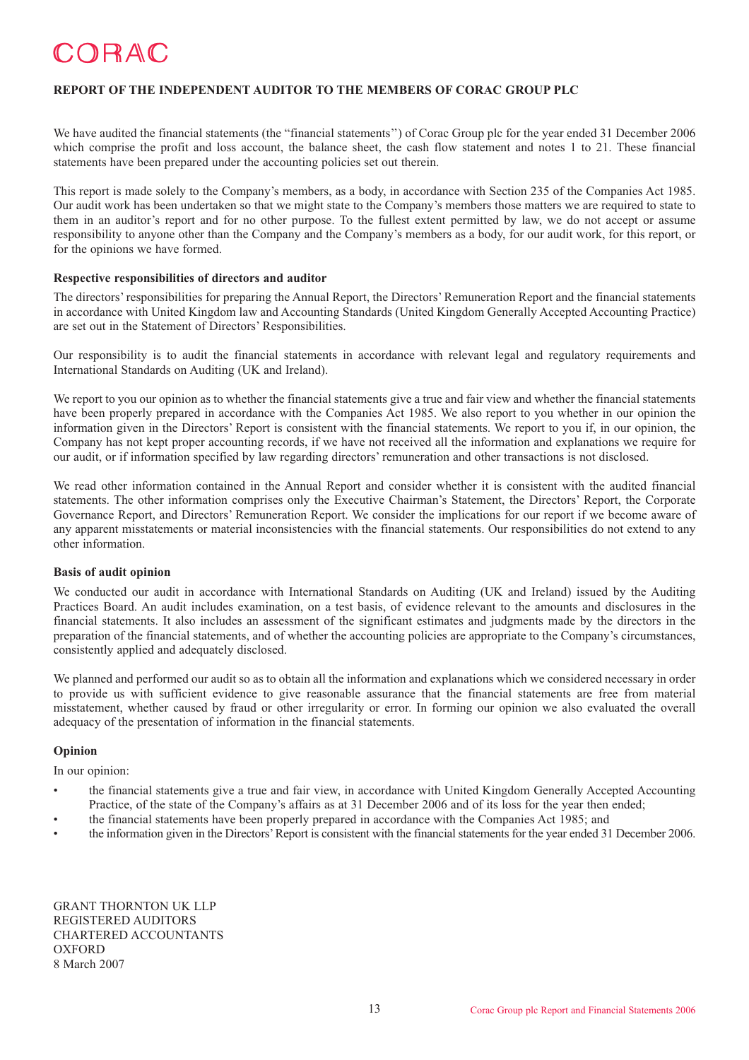## REPORT OF THE INDEPENDENT AUDITOR TO THE MEMBERS OF CORAC GROUP PLC

We have audited the financial statements (the "financial statements") of Corac Group plc for the year ended 31 December 2006 which comprise the profit and loss account, the balance sheet, the cash flow statement and notes 1 to 21. These financial statements have been prepared under the accounting policies set out therein.

This report is made solely to the Company's members, as a body, in accordance with Section 235 of the Companies Act 1985. Our audit work has been undertaken so that we might state to the Company's members those matters we are required to state to them in an auditor's report and for no other purpose. To the fullest extent permitted by law, we do not accept or assume responsibility to anyone other than the Company and the Company's members as a body, for our audit work, for this report, or for the opinions we have formed.

### Respective responsibilities of directors and auditor

The directors' responsibilities for preparing the Annual Report, the Directors' Remuneration Report and the financial statements in accordance with United Kingdom law and Accounting Standards (United Kingdom Generally Accepted Accounting Practice) are set out in the Statement of Directors' Responsibilities.

Our responsibility is to audit the financial statements in accordance with relevant legal and regulatory requirements and International Standards on Auditing (UK and Ireland).

We report to you our opinion as to whether the financial statements give a true and fair view and whether the financial statements have been properly prepared in accordance with the Companies Act 1985. We also report to you whether in our opinion the information given in the Directors' Report is consistent with the financial statements. We report to you if, in our opinion, the Company has not kept proper accounting records, if we have not received all the information and explanations we require for our audit, or if information specified by law regarding directors' remuneration and other transactions is not disclosed.

We read other information contained in the Annual Report and consider whether it is consistent with the audited financial statements. The other information comprises only the Executive Chairman's Statement, the Directors' Report, the Corporate Governance Report, and Directors' Remuneration Report. We consider the implications for our report if we become aware of any apparent misstatements or material inconsistencies with the financial statements. Our responsibilities do not extend to any other information.

### Basis of audit opinion

We conducted our audit in accordance with International Standards on Auditing (UK and Ireland) issued by the Auditing Practices Board. An audit includes examination, on a test basis, of evidence relevant to the amounts and disclosures in the financial statements. It also includes an assessment of the significant estimates and judgments made by the directors in the preparation of the financial statements, and of whether the accounting policies are appropriate to the Company's circumstances, consistently applied and adequately disclosed.

We planned and performed our audit so as to obtain all the information and explanations which we considered necessary in order to provide us with sufficient evidence to give reasonable assurance that the financial statements are free from material misstatement, whether caused by fraud or other irregularity or error. In forming our opinion we also evaluated the overall adequacy of the presentation of information in the financial statements.

### Opinion

In our opinion:

- the financial statements give a true and fair view, in accordance with United Kingdom Generally Accepted Accounting Practice, of the state of the Company's affairs as at 31 December 2006 and of its loss for the year then ended;
- the financial statements have been properly prepared in accordance with the Companies Act 1985; and
- the information given in the Directors' Report is consistent with the financial statements for the year ended 31 December 2006.

GRANT THORNTON UK LLP
REGISTERED AUDITORS
CHARTERED ACCOUNTANTS
OXFORD
8 March 2007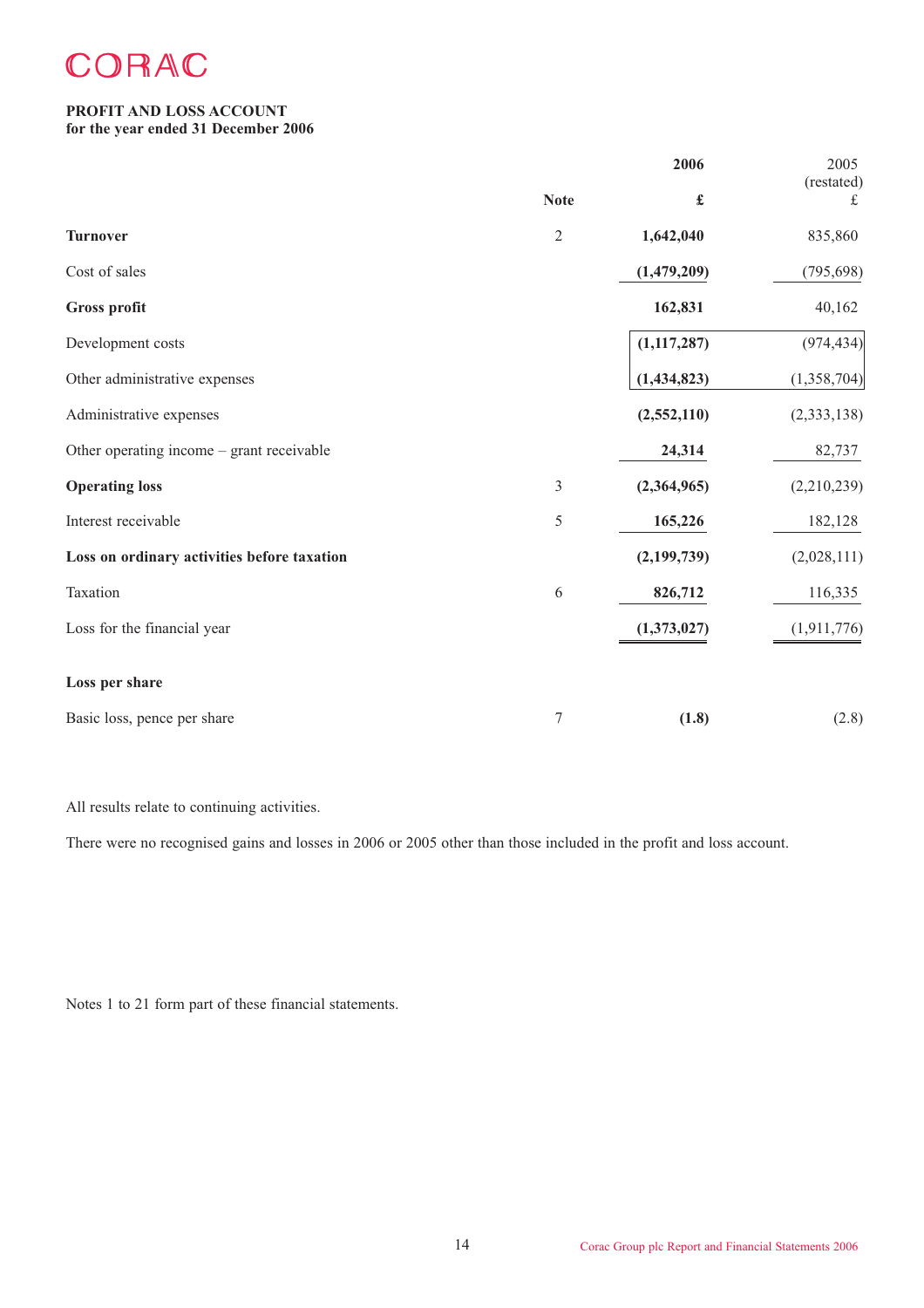CORAC

# PROFIT AND LOSS ACCOUNT
**for the year ended 31 December 2006**

| | Note | 2006<br>£ | 2005<br>(restated)<br>£ |
|---|---|---|---|
| **Turnover** | 2 | **1,642,040** | 835,860 |
| Cost of sales | | **(1,479,209)** | (795,698) |
| **Gross profit** | | **162,831** | 40,162 |
| Development costs | | **(1,117,287)** | (974,434) |
| Other administrative expenses | | **(1,434,823)** | (1,358,704) |
| Administrative expenses | | **(2,552,110)** | (2,333,138) |
| Other operating income – grant receivable | | **24,314** | 82,737 |
| **Operating loss** | 3 | **(2,364,965)** | (2,210,239) |
| Interest receivable | 5 | **165,226** | 182,128 |
| **Loss on ordinary activities before taxation** | | **(2,199,739)** | (2,028,111) |
| Taxation | 6 | **826,712** | 116,335 |
| Loss for the financial year | | **(1,373,027)** | (1,911,776) |
| **Loss per share** | | | |
| Basic loss, pence per share | 7 | **(1.8)** | (2.8) |

All results relate to continuing activities.

There were no recognised gains and losses in 2006 or 2005 other than those included in the profit and loss account.

Notes 1 to 21 form part of these financial statements.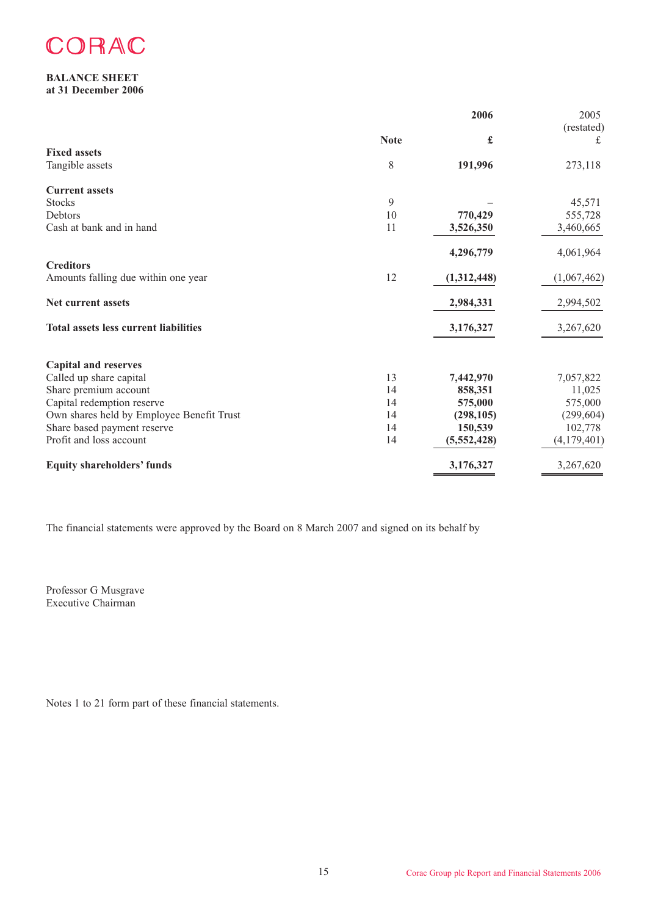CORAC

**BALANCE SHEET**
**at 31 December 2006**

| | Note | 2006 £ | 2005 (restated) £ |
|---|---|---|---|
| **Fixed assets** | | | |
| Tangible assets | 8 | **191,996** | 273,118 |
| **Current assets** | | | |
| Stocks | 9 | – | 45,571 |
| Debtors | 10 | **770,429** | 555,728 |
| Cash at bank and in hand | 11 | **3,526,350** | 3,460,665 |
| | | **4,296,779** | 4,061,964 |
| **Creditors** | | | |
| Amounts falling due within one year | 12 | **(1,312,448)** | (1,067,462) |
| **Net current assets** | | **2,984,331** | 2,994,502 |
| **Total assets less current liabilities** | | **3,176,327** | 3,267,620 |
| **Capital and reserves** | | | |
| Called up share capital | 13 | **7,442,970** | 7,057,822 |
| Share premium account | 14 | **858,351** | 11,025 |
| Capital redemption reserve | 14 | **575,000** | 575,000 |
| Own shares held by Employee Benefit Trust | 14 | **(298,105)** | (299,604) |
| Share based payment reserve | 14 | **150,539** | 102,778 |
| Profit and loss account | 14 | **(5,552,428)** | (4,179,401) |
| **Equity shareholders' funds** | | **3,176,327** | 3,267,620 |

The financial statements were approved by the Board on 8 March 2007 and signed on its behalf by

Professor G Musgrave
Executive Chairman

Notes 1 to 21 form part of these financial statements.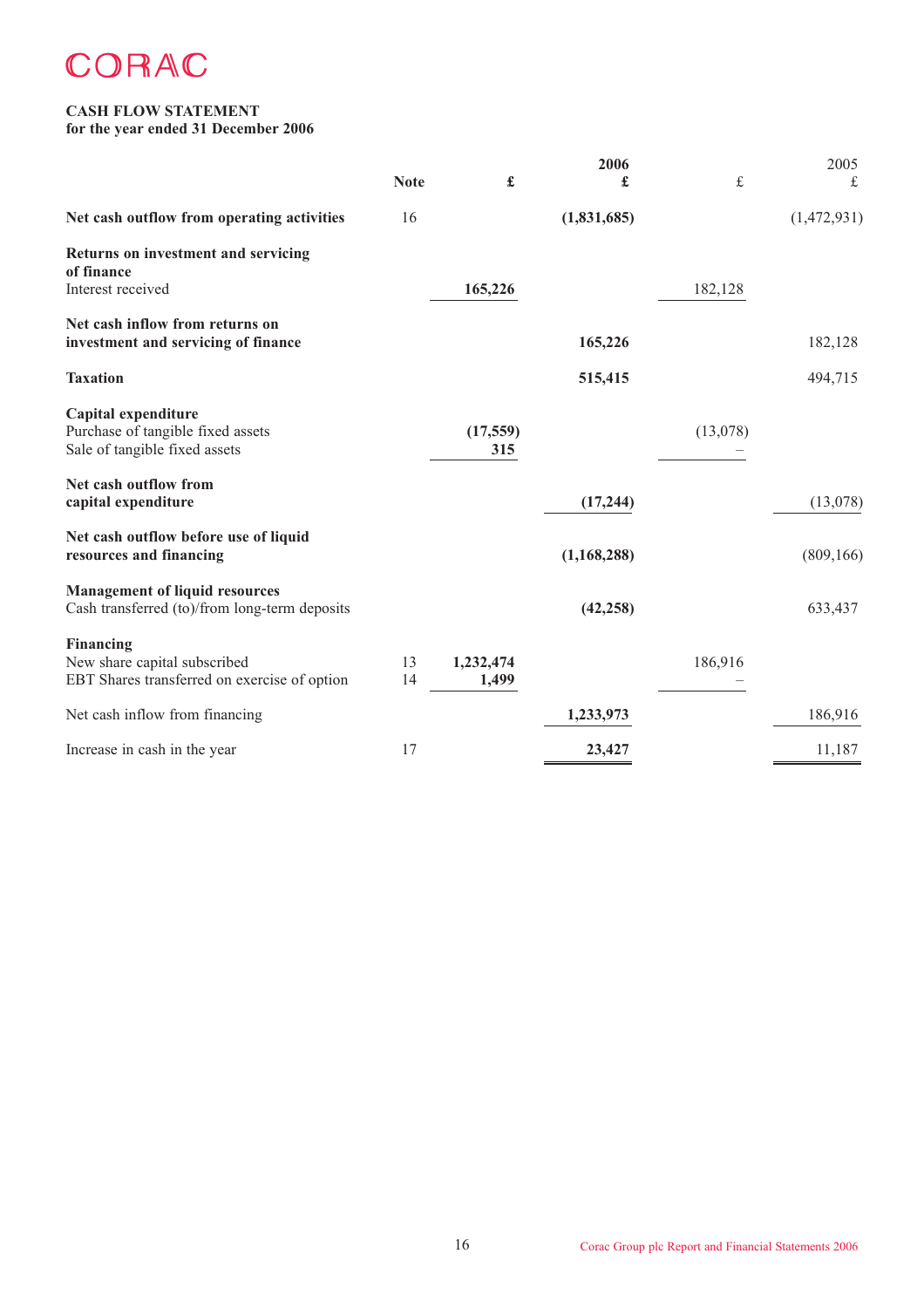CORAC

**CASH FLOW STATEMENT**
**for the year ended 31 December 2006**

| | Note | 2006 £ | 2006 £ | 2005 £ | 2005 £ |
|---|---|---|---|---|---|
| **Net cash outflow from operating activities** | 16 | | **(1,831,685)** | | (1,472,931) |
| **Returns on investment and servicing of finance** | | | | | |
| Interest received | | **165,226** | | 182,128 | |
| **Net cash inflow from returns on investment and servicing of finance** | | | **165,226** | | 182,128 |
| **Taxation** | | | **515,415** | | 494,715 |
| **Capital expenditure** | | | | | |
| Purchase of tangible fixed assets | | **(17,559)** | | (13,078) | |
| Sale of tangible fixed assets | | **315** | | – | |
| **Net cash outflow from capital expenditure** | | | **(17,244)** | | (13,078) |
| **Net cash outflow before use of liquid resources and financing** | | | **(1,168,288)** | | (809,166) |
| **Management of liquid resources** | | | | | |
| Cash transferred (to)/from long-term deposits | | | **(42,258)** | | 633,437 |
| **Financing** | | | | | |
| New share capital subscribed | 13 | **1,232,474** | | 186,916 | |
| EBT Shares transferred on exercise of option | 14 | **1,499** | | – | |
| Net cash inflow from financing | | | **1,233,973** | | 186,916 |
| Increase in cash in the year | 17 | | **23,427** | | 11,187 |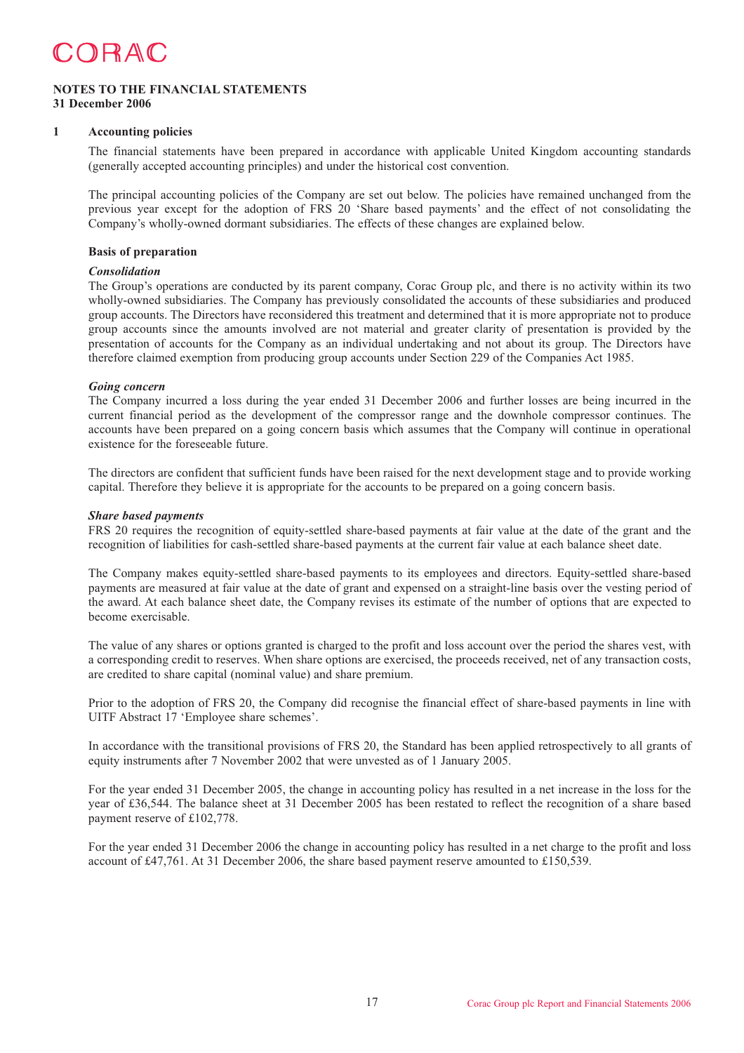# CORAC

**NOTES TO THE FINANCIAL STATEMENTS**
**31 December 2006**

## 1 Accounting policies

The financial statements have been prepared in accordance with applicable United Kingdom accounting standards (generally accepted accounting principles) and under the historical cost convention.

The principal accounting policies of the Company are set out below. The policies have remained unchanged from the previous year except for the adoption of FRS 20 'Share based payments' and the effect of not consolidating the Company's wholly-owned dormant subsidiaries. The effects of these changes are explained below.

### Basis of preparation

***Consolidation***

The Group's operations are conducted by its parent company, Corac Group plc, and there is no activity within its two wholly-owned subsidiaries. The Company has previously consolidated the accounts of these subsidiaries and produced group accounts. The Directors have reconsidered this treatment and determined that it is more appropriate not to produce group accounts since the amounts involved are not material and greater clarity of presentation is provided by the presentation of accounts for the Company as an individual undertaking and not about its group. The Directors have therefore claimed exemption from producing group accounts under Section 229 of the Companies Act 1985.

***Going concern***

The Company incurred a loss during the year ended 31 December 2006 and further losses are being incurred in the current financial period as the development of the compressor range and the downhole compressor continues. The accounts have been prepared on a going concern basis which assumes that the Company will continue in operational existence for the foreseeable future.

The directors are confident that sufficient funds have been raised for the next development stage and to provide working capital. Therefore they believe it is appropriate for the accounts to be prepared on a going concern basis.

***Share based payments***

FRS 20 requires the recognition of equity-settled share-based payments at fair value at the date of the grant and the recognition of liabilities for cash-settled share-based payments at the current fair value at each balance sheet date.

The Company makes equity-settled share-based payments to its employees and directors. Equity-settled share-based payments are measured at fair value at the date of grant and expensed on a straight-line basis over the vesting period of the award. At each balance sheet date, the Company revises its estimate of the number of options that are expected to become exercisable.

The value of any shares or options granted is charged to the profit and loss account over the period the shares vest, with a corresponding credit to reserves. When share options are exercised, the proceeds received, net of any transaction costs, are credited to share capital (nominal value) and share premium.

Prior to the adoption of FRS 20, the Company did recognise the financial effect of share-based payments in line with UITF Abstract 17 'Employee share schemes'.

In accordance with the transitional provisions of FRS 20, the Standard has been applied retrospectively to all grants of equity instruments after 7 November 2002 that were unvested as of 1 January 2005.

For the year ended 31 December 2005, the change in accounting policy has resulted in a net increase in the loss for the year of £36,544. The balance sheet at 31 December 2005 has been restated to reflect the recognition of a share based payment reserve of £102,778.

For the year ended 31 December 2006 the change in accounting policy has resulted in a net charge to the profit and loss account of £47,761. At 31 December 2006, the share based payment reserve amounted to £150,539.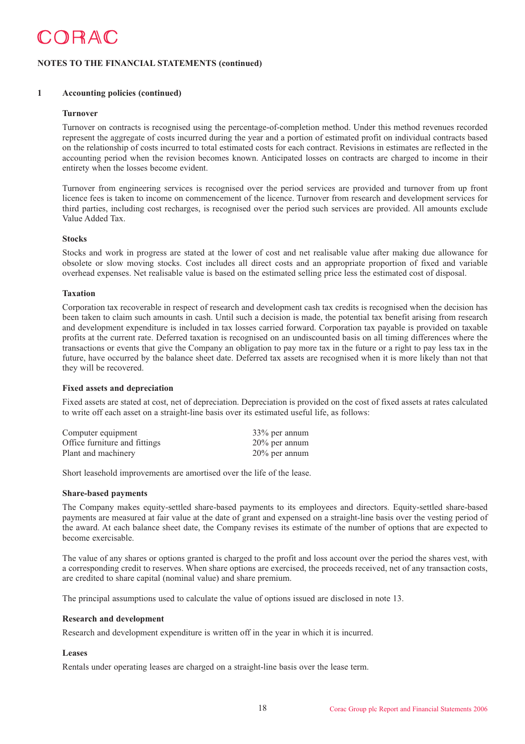## NOTES TO THE FINANCIAL STATEMENTS (continued)

### 1 Accounting policies (continued)

#### Turnover

Turnover on contracts is recognised using the percentage-of-completion method. Under this method revenues recorded represent the aggregate of costs incurred during the year and a portion of estimated profit on individual contracts based on the relationship of costs incurred to total estimated costs for each contract. Revisions in estimates are reflected in the accounting period when the revision becomes known. Anticipated losses on contracts are charged to income in their entirety when the losses become evident.

Turnover from engineering services is recognised over the period services are provided and turnover from up front licence fees is taken to income on commencement of the licence. Turnover from research and development services for third parties, including cost recharges, is recognised over the period such services are provided. All amounts exclude Value Added Tax.

#### Stocks

Stocks and work in progress are stated at the lower of cost and net realisable value after making due allowance for obsolete or slow moving stocks. Cost includes all direct costs and an appropriate proportion of fixed and variable overhead expenses. Net realisable value is based on the estimated selling price less the estimated cost of disposal.

#### Taxation

Corporation tax recoverable in respect of research and development cash tax credits is recognised when the decision has been taken to claim such amounts in cash. Until such a decision is made, the potential tax benefit arising from research and development expenditure is included in tax losses carried forward. Corporation tax payable is provided on taxable profits at the current rate. Deferred taxation is recognised on an undiscounted basis on all timing differences where the transactions or events that give the Company an obligation to pay more tax in the future or a right to pay less tax in the future, have occurred by the balance sheet date. Deferred tax assets are recognised when it is more likely than not that they will be recovered.

#### Fixed assets and depreciation

Fixed assets are stated at cost, net of depreciation. Depreciation is provided on the cost of fixed assets at rates calculated to write off each asset on a straight-line basis over its estimated useful life, as follows:

| | |
|---|---|
| Computer equipment | 33% per annum |
| Office furniture and fittings | 20% per annum |
| Plant and machinery | 20% per annum |

Short leasehold improvements are amortised over the life of the lease.

#### Share-based payments

The Company makes equity-settled share-based payments to its employees and directors. Equity-settled share-based payments are measured at fair value at the date of grant and expensed on a straight-line basis over the vesting period of the award. At each balance sheet date, the Company revises its estimate of the number of options that are expected to become exercisable.

The value of any shares or options granted is charged to the profit and loss account over the period the shares vest, with a corresponding credit to reserves. When share options are exercised, the proceeds received, net of any transaction costs, are credited to share capital (nominal value) and share premium.

The principal assumptions used to calculate the value of options issued are disclosed in note 13.

#### Research and development

Research and development expenditure is written off in the year in which it is incurred.

#### Leases

Rentals under operating leases are charged on a straight-line basis over the lease term.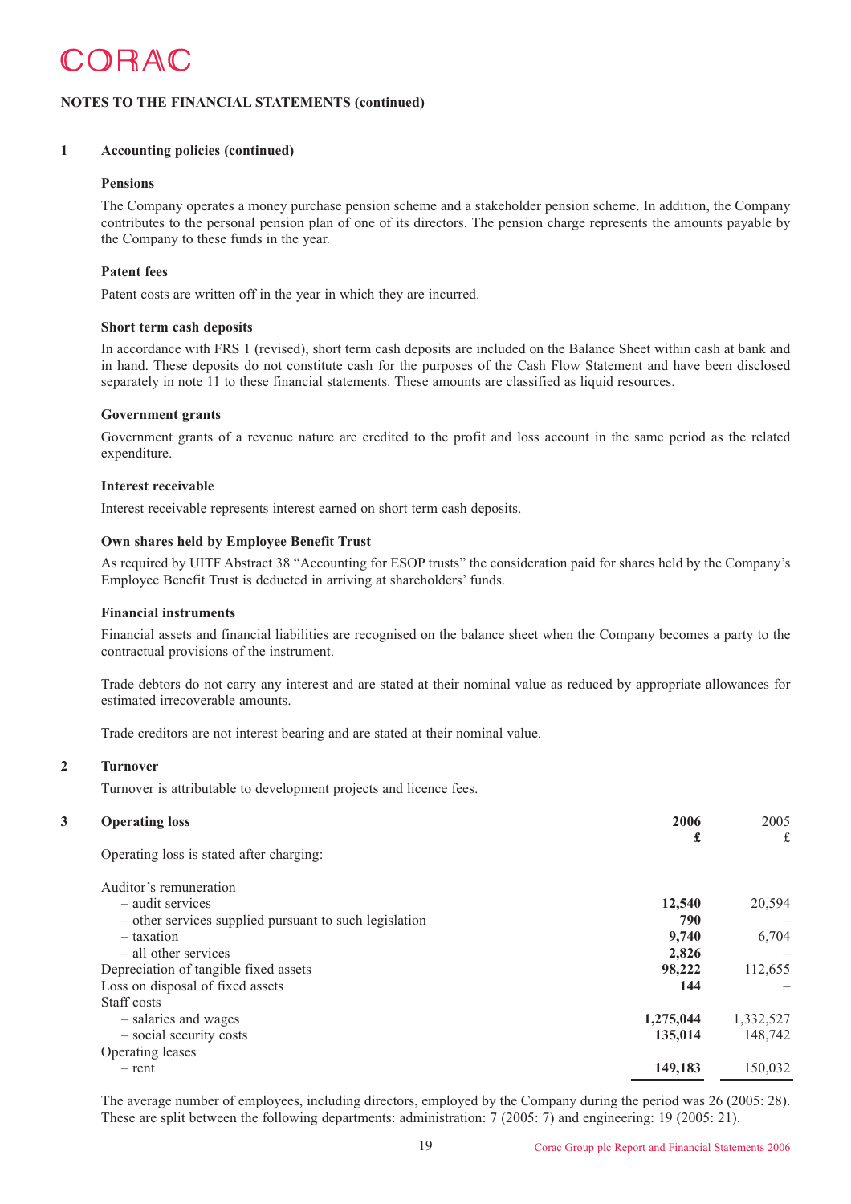**NOTES TO THE FINANCIAL STATEMENTS (continued)**

## 1 Accounting policies (continued)

### Pensions

The Company operates a money purchase pension scheme and a stakeholder pension scheme. In addition, the Company contributes to the personal pension plan of one of its directors. The pension charge represents the amounts payable by the Company to these funds in the year.

### Patent fees

Patent costs are written off in the year in which they are incurred.

### Short term cash deposits

In accordance with FRS 1 (revised), short term cash deposits are included on the Balance Sheet within cash at bank and in hand. These deposits do not constitute cash for the purposes of the Cash Flow Statement and have been disclosed separately in note 11 to these financial statements. These amounts are classified as liquid resources.

### Government grants

Government grants of a revenue nature are credited to the profit and loss account in the same period as the related expenditure.

### Interest receivable

Interest receivable represents interest earned on short term cash deposits.

### Own shares held by Employee Benefit Trust

As required by UITF Abstract 38 "Accounting for ESOP trusts" the consideration paid for shares held by the Company's Employee Benefit Trust is deducted in arriving at shareholders' funds.

### Financial instruments

Financial assets and financial liabilities are recognised on the balance sheet when the Company becomes a party to the contractual provisions of the instrument.

Trade debtors do not carry any interest and are stated at their nominal value as reduced by appropriate allowances for estimated irrecoverable amounts.

Trade creditors are not interest bearing and are stated at their nominal value.

## 2 Turnover

Turnover is attributable to development projects and licence fees.

## 3 Operating loss

| | 2006 £ | 2005 £ |
|---|---|---|
| Operating loss is stated after charging: | | |
| Auditor's remuneration | | |
| – audit services | **12,540** | 20,594 |
| – other services supplied pursuant to such legislation | **790** | – |
| – taxation | **9,740** | 6,704 |
| – all other services | **2,826** | – |
| Depreciation of tangible fixed assets | **98,222** | 112,655 |
| Loss on disposal of fixed assets | **144** | – |
| Staff costs | | |
| – salaries and wages | **1,275,044** | 1,332,527 |
| – social security costs | **135,014** | 148,742 |
| Operating leases | | |
| – rent | **149,183** | 150,032 |

The average number of employees, including directors, employed by the Company during the period was 26 (2005: 28). These are split between the following departments: administration: 7 (2005: 7) and engineering: 19 (2005: 21).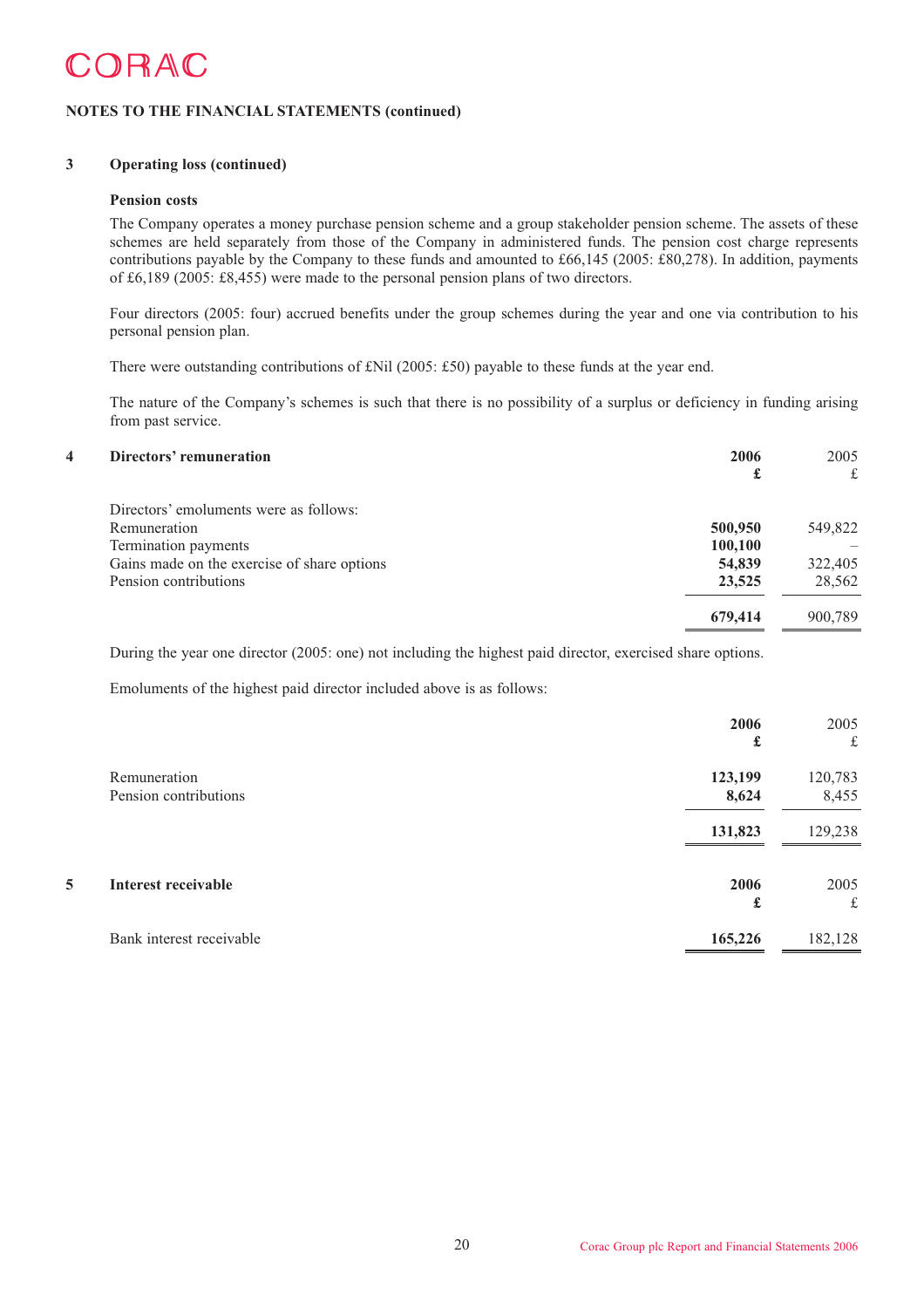## NOTES TO THE FINANCIAL STATEMENTS (continued)

### 3 Operating loss (continued)

**Pension costs**

The Company operates a money purchase pension scheme and a group stakeholder pension scheme. The assets of these schemes are held separately from those of the Company in administered funds. The pension cost charge represents contributions payable by the Company to these funds and amounted to £66,145 (2005: £80,278). In addition, payments of £6,189 (2005: £8,455) were made to the personal pension plans of two directors.

Four directors (2005: four) accrued benefits under the group schemes during the year and one via contribution to his personal pension plan.

There were outstanding contributions of £Nil (2005: £50) payable to these funds at the year end.

The nature of the Company's schemes is such that there is no possibility of a surplus or deficiency in funding arising from past service.

### 4 Directors' remuneration

| | **2006** | 2005 |
|---|---|---|
| | **£** | £ |
| Directors' emoluments were as follows: | | |
| Remuneration | **500,950** | 549,822 |
| Termination payments | **100,100** | – |
| Gains made on the exercise of share options | **54,839** | 322,405 |
| Pension contributions | **23,525** | 28,562 |
| | **679,414** | 900,789 |

During the year one director (2005: one) not including the highest paid director, exercised share options.

Emoluments of the highest paid director included above is as follows:

| | **2006** | 2005 |
|---|---|---|
| | **£** | £ |
| Remuneration | **123,199** | 120,783 |
| Pension contributions | **8,624** | 8,455 |
| | **131,823** | 129,238 |

### 5 Interest receivable

| | **2006** | 2005 |
|---|---|---|
| | **£** | £ |
| Bank interest receivable | **165,226** | 182,128 |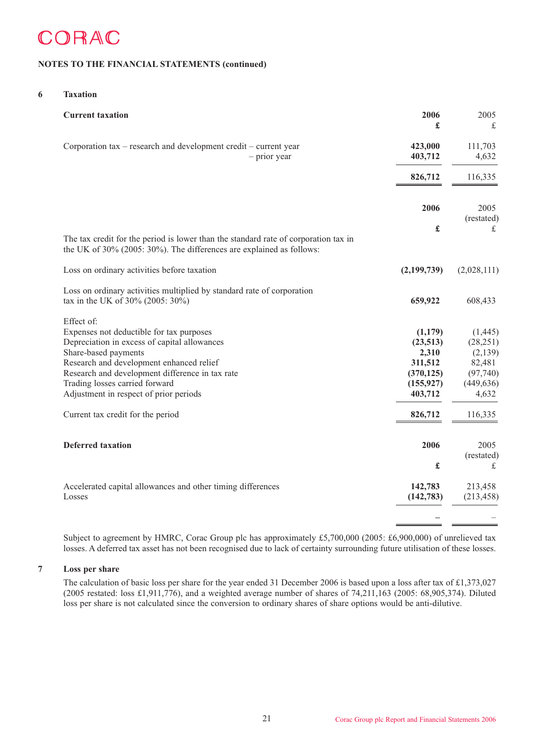**NOTES TO THE FINANCIAL STATEMENTS (continued)**

## 6 Taxation

| **Current taxation** | **2006** | 2005 |
|---|---|---|
| | **£** | £ |
| Corporation tax – research and development credit – current year | **423,000** | 111,703 |
| – prior year | **403,712** | 4,632 |
| | **826,712** | 116,335 |

| | **2006** | 2005 (restated) |
|---|---|---|
| The tax credit for the period is lower than the standard rate of corporation tax in the UK of 30% (2005: 30%). The differences are explained as follows: | **£** | £ |
| Loss on ordinary activities before taxation | **(2,199,739)** | (2,028,111) |
| Loss on ordinary activities multiplied by standard rate of corporation tax in the UK of 30% (2005: 30%) | **659,922** | 608,433 |
| Effect of: | | |
| Expenses not deductible for tax purposes | **(1,179)** | (1,445) |
| Depreciation in excess of capital allowances | **(23,513)** | (28,251) |
| Share-based payments | **2,310** | (2,139) |
| Research and development enhanced relief | **311,512** | 82,481 |
| Research and development difference in tax rate | **(370,125)** | (97,740) |
| Trading losses carried forward | **(155,927)** | (449,636) |
| Adjustment in respect of prior periods | **403,712** | 4,632 |
| Current tax credit for the period | **826,712** | 116,335 |

| **Deferred taxation** | **2006** | 2005 (restated) |
|---|---|---|
| | **£** | £ |
| Accelerated capital allowances and other timing differences | **142,783** | 213,458 |
| Losses | **(142,783)** | (213,458) |
| | **–** | – |

Subject to agreement by HMRC, Corac Group plc has approximately £5,700,000 (2005: £6,900,000) of unrelieved tax losses. A deferred tax asset has not been recognised due to lack of certainty surrounding future utilisation of these losses.

## 7 Loss per share

The calculation of basic loss per share for the year ended 31 December 2006 is based upon a loss after tax of £1,373,027 (2005 restated: loss £1,911,776), and a weighted average number of shares of 74,211,163 (2005: 68,905,374). Diluted loss per share is not calculated since the conversion to ordinary shares of share options would be anti-dilutive.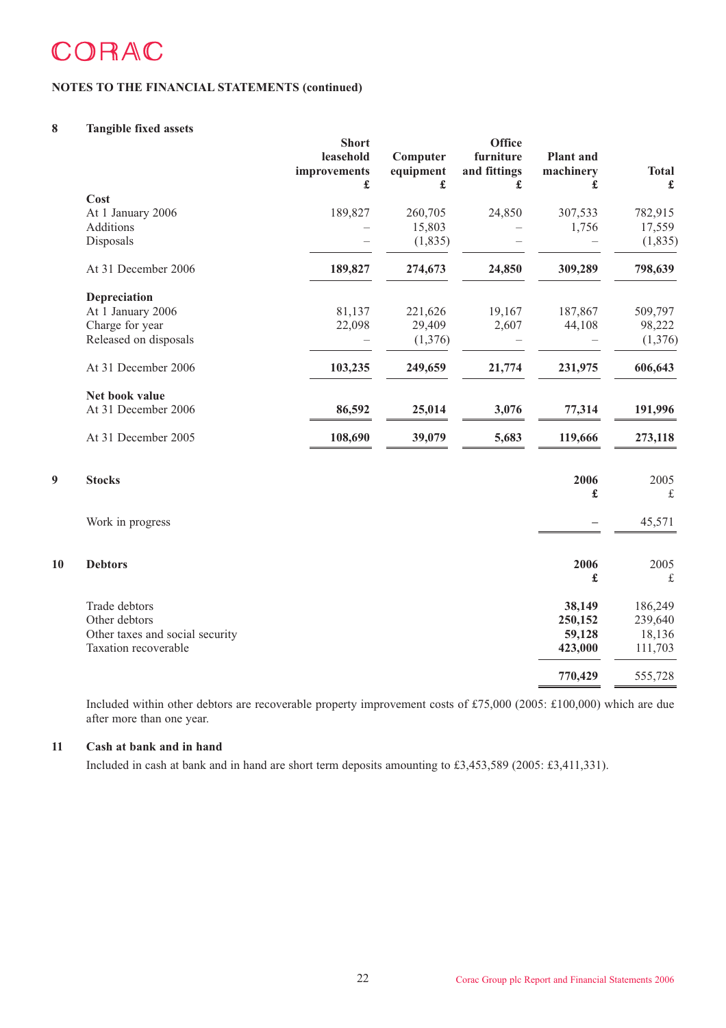CORAC

NOTES TO THE FINANCIAL STATEMENTS (continued)

## 8 Tangible fixed assets

| | Short leasehold improvements £ | Computer equipment £ | Office furniture and fittings £ | Plant and machinery £ | Total £ |
|---|---|---|---|---|---|
| **Cost** | | | | | |
| At 1 January 2006 | 189,827 | 260,705 | 24,850 | 307,533 | 782,915 |
| Additions | – | 15,803 | – | 1,756 | 17,559 |
| Disposals | – | (1,835) | – | – | (1,835) |
| At 31 December 2006 | **189,827** | **274,673** | **24,850** | **309,289** | **798,639** |
| **Depreciation** | | | | | |
| At 1 January 2006 | 81,137 | 221,626 | 19,167 | 187,867 | 509,797 |
| Charge for year | 22,098 | 29,409 | 2,607 | 44,108 | 98,222 |
| Released on disposals | – | (1,376) | – | – | (1,376) |
| At 31 December 2006 | **103,235** | **249,659** | **21,774** | **231,975** | **606,643** |
| **Net book value** | | | | | |
| At 31 December 2006 | **86,592** | **25,014** | **3,076** | **77,314** | **191,996** |
| At 31 December 2005 | **108,690** | **39,079** | **5,683** | **119,666** | **273,118** |

## 9 Stocks

| | 2006 £ | 2005 £ |
|---|---|---|
| Work in progress | – | 45,571 |

## 10 Debtors

| | 2006 £ | 2005 £ |
|---|---|---|
| Trade debtors | **38,149** | 186,249 |
| Other debtors | **250,152** | 239,640 |
| Other taxes and social security | **59,128** | 18,136 |
| Taxation recoverable | **423,000** | 111,703 |
| | **770,429** | 555,728 |

Included within other debtors are recoverable property improvement costs of £75,000 (2005: £100,000) which are due after more than one year.

## 11 Cash at bank and in hand

Included in cash at bank and in hand are short term deposits amounting to £3,453,589 (2005: £3,411,331).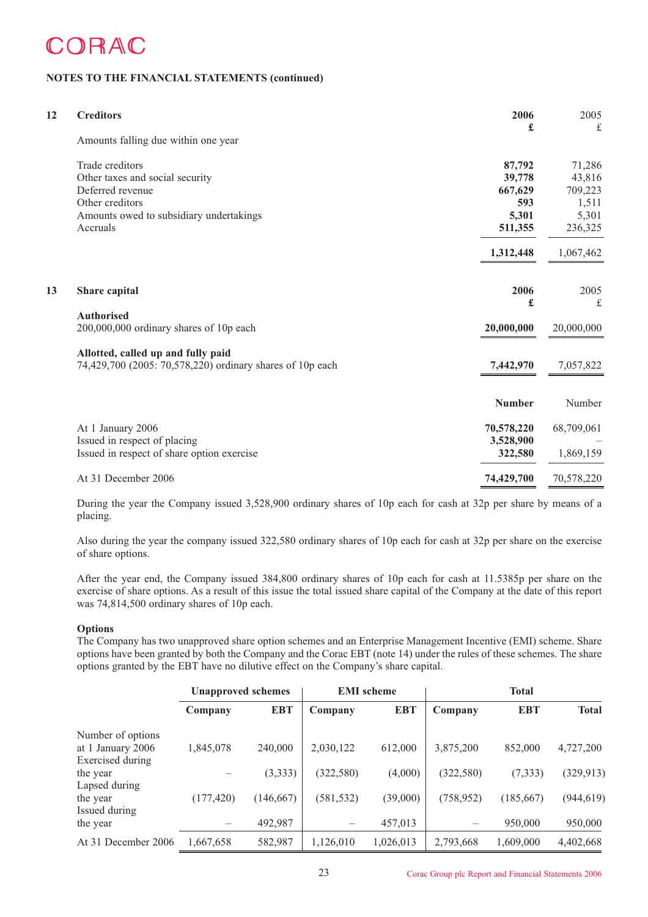**NOTES TO THE FINANCIAL STATEMENTS (continued)**

## 12 Creditors

| | 2006 £ | 2005 £ |
|---|---|---|
| Amounts falling due within one year | | |
| Trade creditors | **87,792** | 71,286 |
| Other taxes and social security | **39,778** | 43,816 |
| Deferred revenue | **667,629** | 709,223 |
| Other creditors | **593** | 1,511 |
| Amounts owed to subsidiary undertakings | **5,301** | 5,301 |
| Accruals | **511,355** | 236,325 |
| | **1,312,448** | 1,067,462 |

## 13 Share capital

| | 2006 £ | 2005 £ |
|---|---|---|
| **Authorised** | | |
| 200,000,000 ordinary shares of 10p each | **20,000,000** | 20,000,000 |
| **Allotted, called up and fully paid** | | |
| 74,429,700 (2005: 70,578,220) ordinary shares of 10p each | **7,442,970** | 7,057,822 |

| | Number | Number |
|---|---|---|
| At 1 January 2006 | **70,578,220** | 68,709,061 |
| Issued in respect of placing | **3,528,900** | – |
| Issued in respect of share option exercise | **322,580** | 1,869,159 |
| At 31 December 2006 | **74,429,700** | 70,578,220 |

During the year the Company issued 3,528,900 ordinary shares of 10p each for cash at 32p per share by means of a placing.

Also during the year the company issued 322,580 ordinary shares of 10p each for cash at 32p per share on the exercise of share options.

After the year end, the Company issued 384,800 ordinary shares of 10p each for cash at 11.5385p per share on the exercise of share options. As a result of this issue the total issued share capital of the Company at the date of this report was 74,814,500 ordinary shares of 10p each.

**Options**

The Company has two unapproved share option schemes and an Enterprise Management Incentive (EMI) scheme. Share options have been granted by both the Company and the Corac EBT (note 14) under the rules of these schemes. The share options granted by the EBT have no dilutive effect on the Company's share capital.

| | Unapproved schemes | | EMI scheme | | Total | | |
|---|---|---|---|---|---|---|---|
| | Company | EBT | Company | EBT | Company | EBT | Total |
| Number of options at 1 January 2006 | 1,845,078 | 240,000 | 2,030,122 | 612,000 | 3,875,200 | 852,000 | 4,727,200 |
| Exercised during the year | – | (3,333) | (322,580) | (4,000) | (322,580) | (7,333) | (329,913) |
| Lapsed during the year | (177,420) | (146,667) | (581,532) | (39,000) | (758,952) | (185,667) | (944,619) |
| Issued during the year | – | 492,987 | – | 457,013 | – | 950,000 | 950,000 |
| At 31 December 2006 | 1,667,658 | 582,987 | 1,126,010 | 1,026,013 | 2,793,668 | 1,609,000 | 4,402,668 |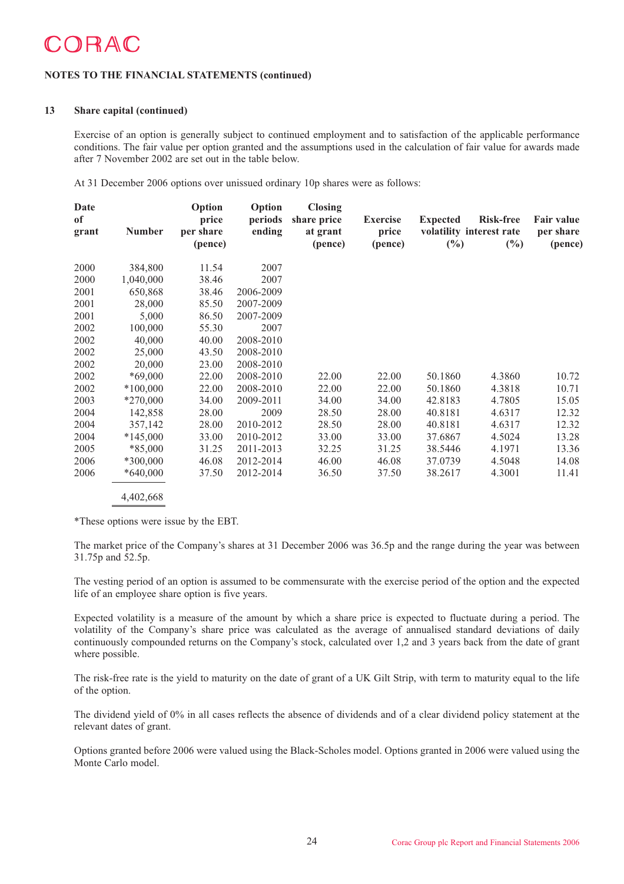CORAC

NOTES TO THE FINANCIAL STATEMENTS (continued)

## 13 Share capital (continued)

Exercise of an option is generally subject to continued employment and to satisfaction of the applicable performance conditions. The fair value per option granted and the assumptions used in the calculation of fair value for awards made after 7 November 2002 are set out in the table below.

At 31 December 2006 options over unissued ordinary 10p shares were as follows:

| Date of grant | Number | Option price per share (pence) | Option periods ending | Closing share price at grant (pence) | Exercise price (pence) | Expected volatility (%) | Risk-free interest rate (%) | Fair value per share (pence) |
|---|---|---|---|---|---|---|---|---|
| 2000 | 384,800 | 11.54 | 2007 | | | | | |
| 2000 | 1,040,000 | 38.46 | 2007 | | | | | |
| 2001 | 650,868 | 38.46 | 2006-2009 | | | | | |
| 2001 | 28,000 | 85.50 | 2007-2009 | | | | | |
| 2001 | 5,000 | 86.50 | 2007-2009 | | | | | |
| 2002 | 100,000 | 55.30 | 2007 | | | | | |
| 2002 | 40,000 | 40.00 | 2008-2010 | | | | | |
| 2002 | 25,000 | 43.50 | 2008-2010 | | | | | |
| 2002 | 20,000 | 23.00 | 2008-2010 | | | | | |
| 2002 | *69,000 | 22.00 | 2008-2010 | 22.00 | 22.00 | 50.1860 | 4.3860 | 10.72 |
| 2002 | *100,000 | 22.00 | 2008-2010 | 22.00 | 22.00 | 50.1860 | 4.3818 | 10.71 |
| 2003 | *270,000 | 34.00 | 2009-2011 | 34.00 | 34.00 | 42.8183 | 4.7805 | 15.05 |
| 2004 | 142,858 | 28.00 | 2009 | 28.50 | 28.00 | 40.8181 | 4.6317 | 12.32 |
| 2004 | 357,142 | 28.00 | 2010-2012 | 28.50 | 28.00 | 40.8181 | 4.6317 | 12.32 |
| 2004 | *145,000 | 33.00 | 2010-2012 | 33.00 | 33.00 | 37.6867 | 4.5024 | 13.28 |
| 2005 | *85,000 | 31.25 | 2011-2013 | 32.25 | 31.25 | 38.5446 | 4.1971 | 13.36 |
| 2006 | *300,000 | 46.08 | 2012-2014 | 46.00 | 46.08 | 37.0739 | 4.5048 | 14.08 |
| 2006 | *640,000 | 37.50 | 2012-2014 | 36.50 | 37.50 | 38.2617 | 4.3001 | 11.41 |
| | 4,402,668 | | | | | | | |

*These options were issue by the EBT.

The market price of the Company's shares at 31 December 2006 was 36.5p and the range during the year was between 31.75p and 52.5p.

The vesting period of an option is assumed to be commensurate with the exercise period of the option and the expected life of an employee share option is five years.

Expected volatility is a measure of the amount by which a share price is expected to fluctuate during a period. The volatility of the Company's share price was calculated as the average of annualised standard deviations of daily continuously compounded returns on the Company's stock, calculated over 1,2 and 3 years back from the date of grant where possible.

The risk-free rate is the yield to maturity on the date of grant of a UK Gilt Strip, with term to maturity equal to the life of the option.

The dividend yield of 0% in all cases reflects the absence of dividends and of a clear dividend policy statement at the relevant dates of grant.

Options granted before 2006 were valued using the Black-Scholes model. Options granted in 2006 were valued using the Monte Carlo model.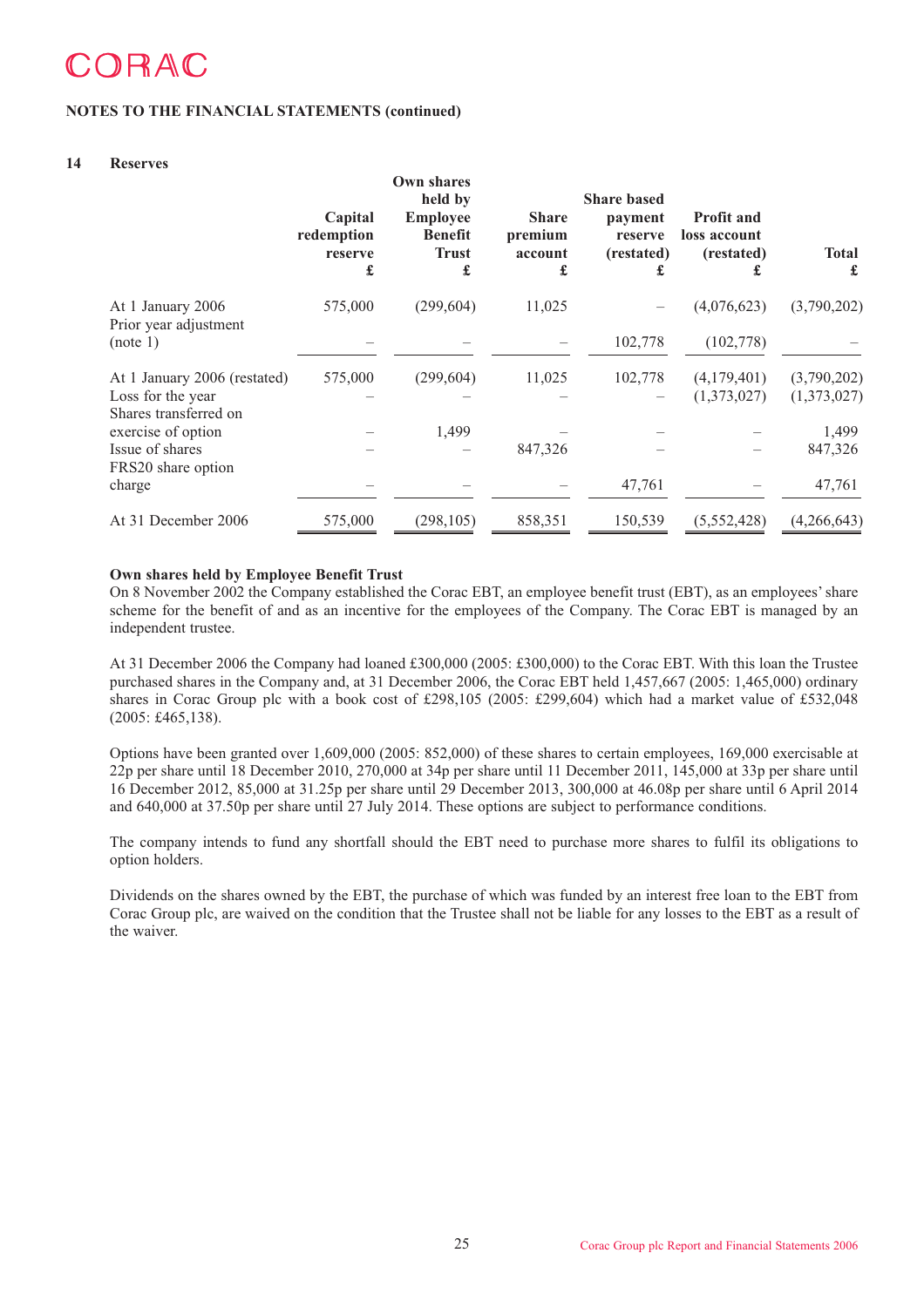**NOTES TO THE FINANCIAL STATEMENTS (continued)**

## 14 Reserves

| | Capital redemption reserve £ | Own shares held by Employee Benefit Trust £ | Share premium account £ | Share based payment reserve (restated) £ | Profit and loss account (restated) £ | Total £ |
|---|---|---|---|---|---|---|
| At 1 January 2006 | 575,000 | (299,604) | 11,025 | – | (4,076,623) | (3,790,202) |
| Prior year adjustment (note 1) | – | – | – | 102,778 | (102,778) | – |
| At 1 January 2006 (restated) | 575,000 | (299,604) | 11,025 | 102,778 | (4,179,401) | (3,790,202) |
| Loss for the year | – | – | – | – | (1,373,027) | (1,373,027) |
| Shares transferred on exercise of option | – | 1,499 | – | – | – | 1,499 |
| Issue of shares | – | – | 847,326 | – | – | 847,326 |
| FRS20 share option charge | – | – | – | 47,761 | – | 47,761 |
| At 31 December 2006 | 575,000 | (298,105) | 858,351 | 150,539 | (5,552,428) | (4,266,643) |

**Own shares held by Employee Benefit Trust**

On 8 November 2002 the Company established the Corac EBT, an employee benefit trust (EBT), as an employees' share scheme for the benefit of and as an incentive for the employees of the Company. The Corac EBT is managed by an independent trustee.

At 31 December 2006 the Company had loaned £300,000 (2005: £300,000) to the Corac EBT. With this loan the Trustee purchased shares in the Company and, at 31 December 2006, the Corac EBT held 1,457,667 (2005: 1,465,000) ordinary shares in Corac Group plc with a book cost of £298,105 (2005: £299,604) which had a market value of £532,048 (2005: £465,138).

Options have been granted over 1,609,000 (2005: 852,000) of these shares to certain employees, 169,000 exercisable at 22p per share until 18 December 2010, 270,000 at 34p per share until 11 December 2011, 145,000 at 33p per share until 16 December 2012, 85,000 at 31.25p per share until 29 December 2013, 300,000 at 46.08p per share until 6 April 2014 and 640,000 at 37.50p per share until 27 July 2014. These options are subject to performance conditions.

The company intends to fund any shortfall should the EBT need to purchase more shares to fulfil its obligations to option holders.

Dividends on the shares owned by the EBT, the purchase of which was funded by an interest free loan to the EBT from Corac Group plc, are waived on the condition that the Trustee shall not be liable for any losses to the EBT as a result of the waiver.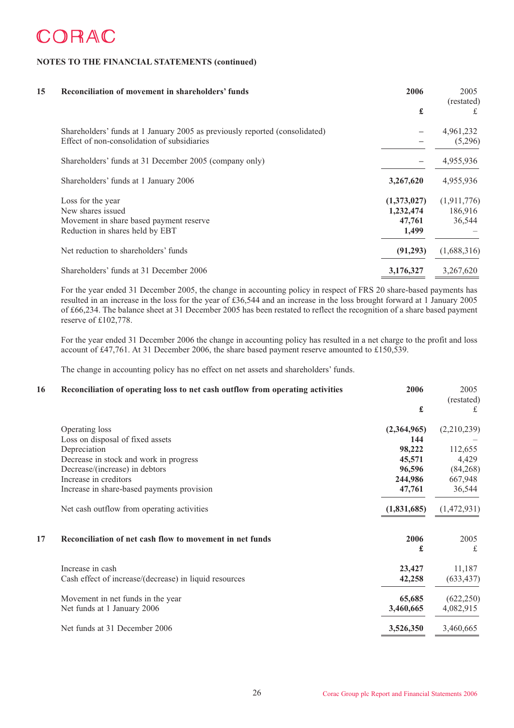# CORAC

## NOTES TO THE FINANCIAL STATEMENTS (continued)

### 15 Reconciliation of movement in shareholders' funds

| | **2006** | 2005 (restated) |
|---|---|---|
| | **£** | £ |
| Shareholders' funds at 1 January 2005 as previously reported (consolidated) | – | 4,961,232 |
| Effect of non-consolidation of subsidiaries | – | (5,296) |
| Shareholders' funds at 31 December 2005 (company only) | – | 4,955,936 |
| Shareholders' funds at 1 January 2006 | **3,267,620** | 4,955,936 |
| Loss for the year | **(1,373,027)** | (1,911,776) |
| New shares issued | **1,232,474** | 186,916 |
| Movement in share based payment reserve | **47,761** | 36,544 |
| Reduction in shares held by EBT | **1,499** | – |
| Net reduction to shareholders' funds | **(91,293)** | (1,688,316) |
| Shareholders' funds at 31 December 2006 | **3,176,327** | 3,267,620 |

For the year ended 31 December 2005, the change in accounting policy in respect of FRS 20 share-based payments has resulted in an increase in the loss for the year of £36,544 and an increase in the loss brought forward at 1 January 2005 of £66,234. The balance sheet at 31 December 2005 has been restated to reflect the recognition of a share based payment reserve of £102,778.

For the year ended 31 December 2006 the change in accounting policy has resulted in a net charge to the profit and loss account of £47,761. At 31 December 2006, the share based payment reserve amounted to £150,539.

The change in accounting policy has no effect on net assets and shareholders' funds.

### 16 Reconciliation of operating loss to net cash outflow from operating activities

| | **2006** | 2005 (restated) |
|---|---|---|
| | **£** | £ |
| Operating loss | **(2,364,965)** | (2,210,239) |
| Loss on disposal of fixed assets | **144** | – |
| Depreciation | **98,222** | 112,655 |
| Decrease in stock and work in progress | **45,571** | 4,429 |
| Decrease/(increase) in debtors | **96,596** | (84,268) |
| Increase in creditors | **244,986** | 667,948 |
| Increase in share-based payments provision | **47,761** | 36,544 |
| Net cash outflow from operating activities | **(1,831,685)** | (1,472,931) |

### 17 Reconciliation of net cash flow to movement in net funds

| | **2006** | 2005 |
|---|---|---|
| | **£** | £ |
| Increase in cash | **23,427** | 11,187 |
| Cash effect of increase/(decrease) in liquid resources | **42,258** | (633,437) |
| Movement in net funds in the year | **65,685** | (622,250) |
| Net funds at 1 January 2006 | **3,460,665** | 4,082,915 |
| Net funds at 31 December 2006 | **3,526,350** | 3,460,665 |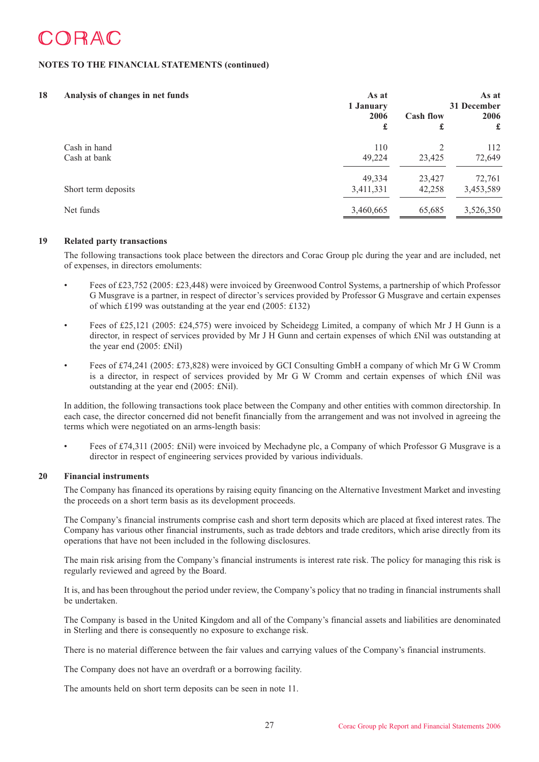**NOTES TO THE FINANCIAL STATEMENTS (continued)**

## 18 Analysis of changes in net funds

| | As at 1 January 2006 £ | Cash flow £ | As at 31 December 2006 £ |
|---|---|---|---|
| Cash in hand | 110 | 2 | 112 |
| Cash at bank | 49,224 | 23,425 | 72,649 |
| | 49,334 | 23,427 | 72,761 |
| Short term deposits | 3,411,331 | 42,258 | 3,453,589 |
| Net funds | 3,460,665 | 65,685 | 3,526,350 |

## 19 Related party transactions

The following transactions took place between the directors and Corac Group plc during the year and are included, net of expenses, in directors emoluments:

- Fees of £23,752 (2005: £23,448) were invoiced by Greenwood Control Systems, a partnership of which Professor G Musgrave is a partner, in respect of director's services provided by Professor G Musgrave and certain expenses of which £199 was outstanding at the year end (2005: £132)
- Fees of £25,121 (2005: £24,575) were invoiced by Scheidegg Limited, a company of which Mr J H Gunn is a director, in respect of services provided by Mr J H Gunn and certain expenses of which £Nil was outstanding at the year end (2005: £Nil)
- Fees of £74,241 (2005: £73,828) were invoiced by GCI Consulting GmbH a company of which Mr G W Cromm is a director, in respect of services provided by Mr G W Cromm and certain expenses of which £Nil was outstanding at the year end (2005: £Nil).

In addition, the following transactions took place between the Company and other entities with common directorship. In each case, the director concerned did not benefit financially from the arrangement and was not involved in agreeing the terms which were negotiated on an arms-length basis:

- Fees of £74,311 (2005: £Nil) were invoiced by Mechadyne plc, a Company of which Professor G Musgrave is a director in respect of engineering services provided by various individuals.

## 20 Financial instruments

The Company has financed its operations by raising equity financing on the Alternative Investment Market and investing the proceeds on a short term basis as its development proceeds.

The Company's financial instruments comprise cash and short term deposits which are placed at fixed interest rates. The Company has various other financial instruments, such as trade debtors and trade creditors, which arise directly from its operations that have not been included in the following disclosures.

The main risk arising from the Company's financial instruments is interest rate risk. The policy for managing this risk is regularly reviewed and agreed by the Board.

It is, and has been throughout the period under review, the Company's policy that no trading in financial instruments shall be undertaken.

The Company is based in the United Kingdom and all of the Company's financial assets and liabilities are denominated in Sterling and there is consequently no exposure to exchange risk.

There is no material difference between the fair values and carrying values of the Company's financial instruments.

The Company does not have an overdraft or a borrowing facility.

The amounts held on short term deposits can be seen in note 11.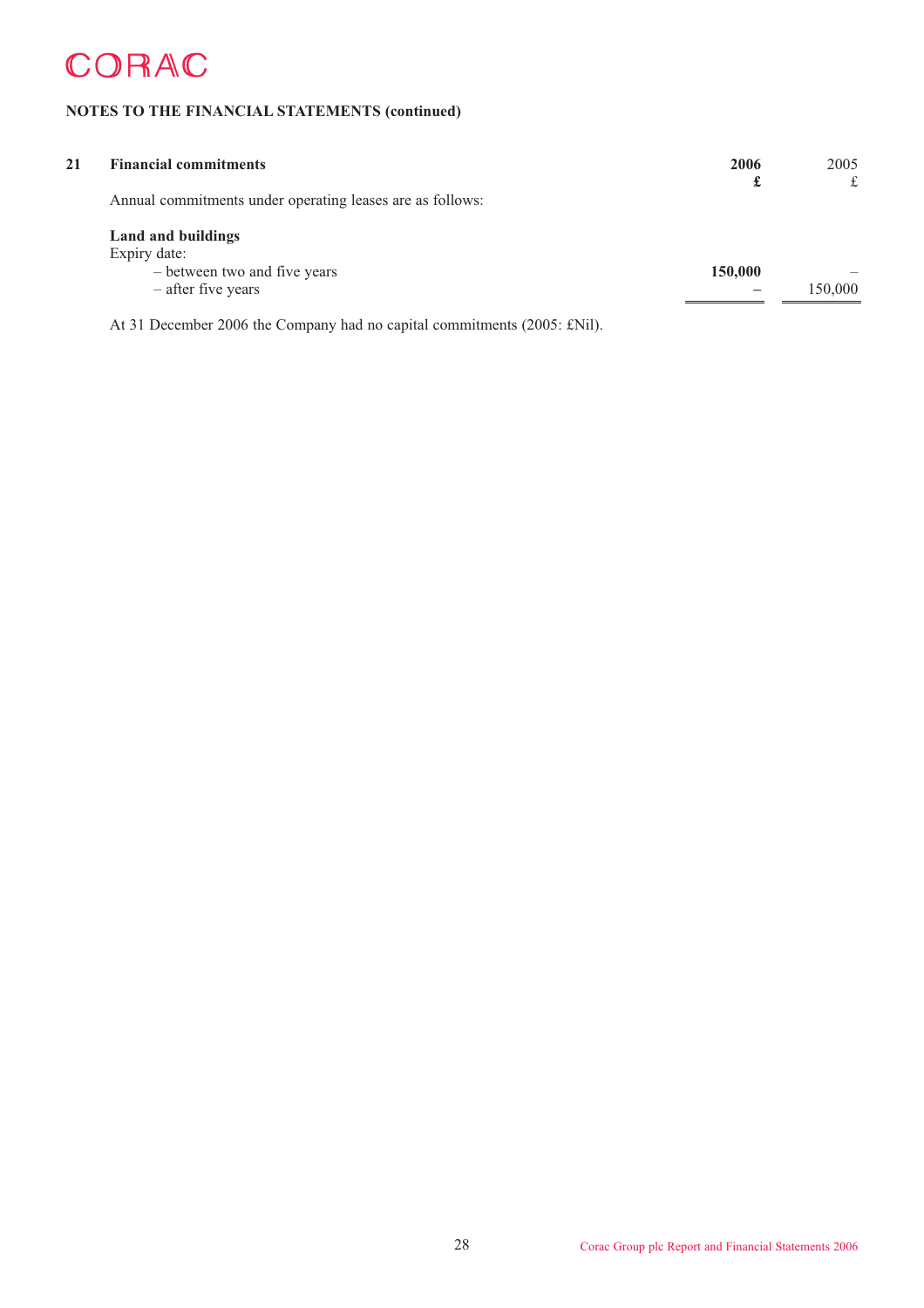# CORAC

## NOTES TO THE FINANCIAL STATEMENTS (continued)

### 21 Financial commitments

Annual commitments under operating leases are as follows:

| | **2006** **£** | 2005 £ |
|---|---|---|
| **Land and buildings** | | |
| Expiry date: | | |
| – between two and five years | **150,000** | – |
| – after five years | **–** | 150,000 |

At 31 December 2006 the Company had no capital commitments (2005: £Nil).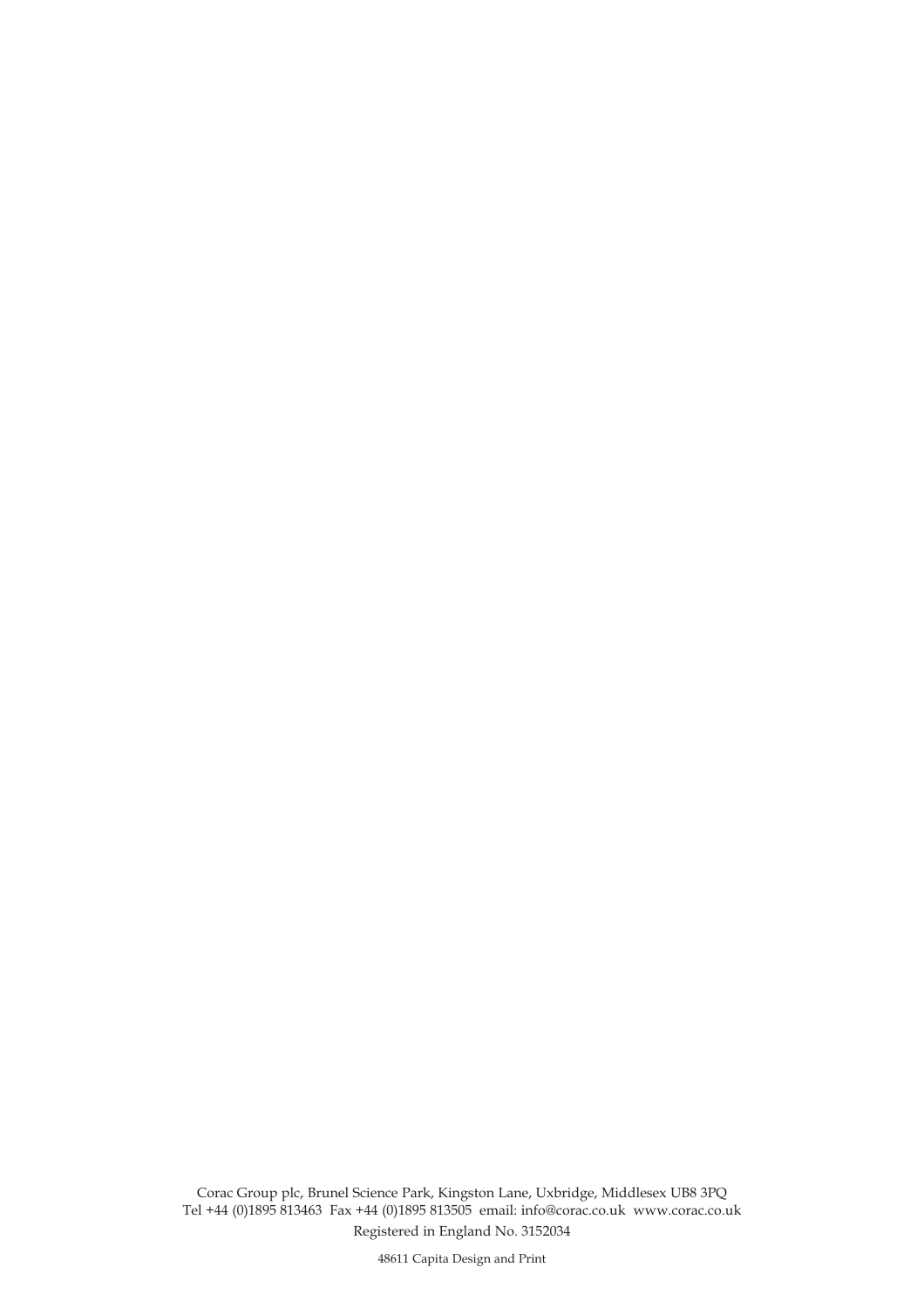Corac Group plc, Brunel Science Park, Kingston Lane, Uxbridge, Middlesex UB8 3PQ
Tel +44 (0)1895 813463  Fax +44 (0)1895 813505  email: info@corac.co.uk  www.corac.co.uk
Registered in England No. 3152034

48611 Capita Design and Print